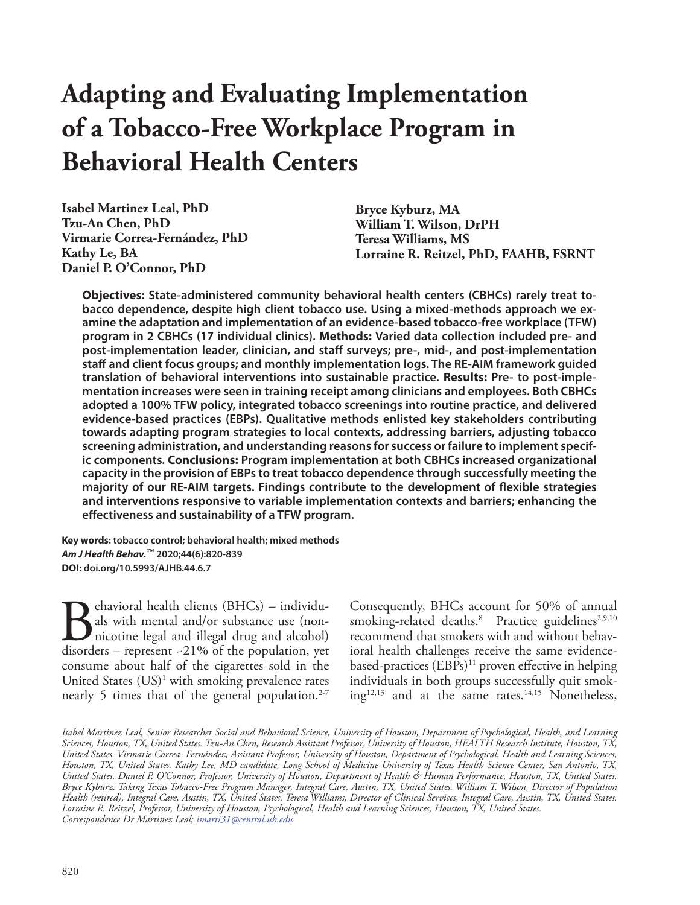# Adapting and Evaluating Implementation of a Tobacco-Free Workplace Program in Behavioral Health Centers

**Isabel Martinez Leal, PhD**
**Tzu-An Chen, PhD**
**Virmarie Correa-Fernández, PhD**
**Kathy Le, BA**
**Daniel P. O'Connor, PhD**
**Bryce Kyburz, MA**
**William T. Wilson, DrPH**
**Teresa Williams, MS**
**Lorraine R. Reitzel, PhD, FAAHB, FSRNT**

**Objectives: State-administered community behavioral health centers (CBHCs) rarely treat tobacco dependence, despite high client tobacco use. Using a mixed-methods approach we examine the adaptation and implementation of an evidence-based tobacco-free workplace (TFW) program in 2 CBHCs (17 individual clinics). Methods: Varied data collection included pre- and post-implementation leader, clinician, and staff surveys; pre-, mid-, and post-implementation staff and client focus groups; and monthly implementation logs. The RE-AIM framework guided translation of behavioral interventions into sustainable practice. Results: Pre- to post-implementation increases were seen in training receipt among clinicians and employees. Both CBHCs adopted a 100% TFW policy, integrated tobacco screenings into routine practice, and delivered evidence-based practices (EBPs). Qualitative methods enlisted key stakeholders contributing towards adapting program strategies to local contexts, addressing barriers, adjusting tobacco screening administration, and understanding reasons for success or failure to implement specific components. Conclusions: Program implementation at both CBHCs increased organizational capacity in the provision of EBPs to treat tobacco dependence through successfully meeting the majority of our RE-AIM targets. Findings contribute to the development of flexible strategies and interventions responsive to variable implementation contexts and barriers; enhancing the effectiveness and sustainability of a TFW program.**

**Key words: tobacco control; behavioral health; mixed methods**
***Am J Health Behav.*™ 2020;44(6):820-839**
**DOI: doi.org/10.5993/AJHB.44.6.7**

Behavioral health clients (BHCs) – individuals with mental and/or substance use (non-nicotine legal and illegal drug and alcohol) disorders – represent ~21% of the population, yet consume about half of the cigarettes sold in the United States (US)[1] with smoking prevalence rates nearly 5 times that of the general population.[2-7] Consequently, BHCs account for 50% of annual smoking-related deaths.[8] Practice guidelines[2,9,10] recommend that smokers with and without behavioral health challenges receive the same evidence-based-practices (EBPs)[11] proven effective in helping individuals in both groups successfully quit smoking[12,13] and at the same rates.[14,15] Nonetheless,

*Isabel Martinez Leal, Senior Researcher Social and Behavioral Science, University of Houston, Department of Psychological, Health, and Learning Sciences, Houston, TX, United States. Tzu-An Chen, Research Assistant Professor, University of Houston, HEALTH Research Institute, Houston, TX, United States. Virmarie Correa- Fernández, Assistant Professor, University of Houston, Department of Psychological, Health and Learning Sciences, Houston, TX, United States. Kathy Lee, MD candidate, Long School of Medicine University of Texas Health Science Center, San Antonio, TX, United States. Daniel P. O'Connor, Professor, University of Houston, Department of Health & Human Performance, Houston, TX, United States. Bryce Kyburz, Taking Texas Tobacco-Free Program Manager, Integral Care, Austin, TX, United States. William T. Wilson, Director of Population Health (retired), Integral Care, Austin, TX, United States. Teresa Williams, Director of Clinical Services, Integral Care, Austin, TX, United States. Lorraine R. Reitzel, Professor, University of Houston, Psychological, Health and Learning Sciences, Houston, TX, United States.*
*Correspondence Dr Martinez Leal; imarti31@central.uh.edu*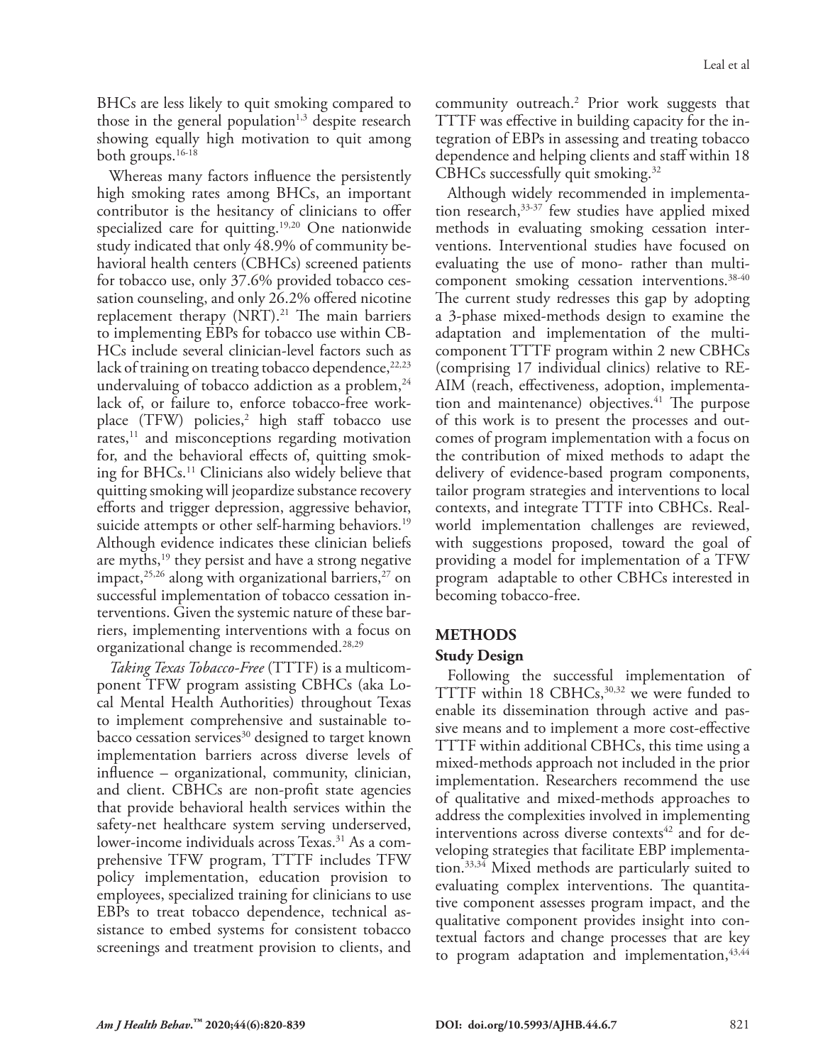BHCs are less likely to quit smoking compared to those in the general population[1,3] despite research showing equally high motivation to quit among both groups.[16-18]

Whereas many factors influence the persistently high smoking rates among BHCs, an important contributor is the hesitancy of clinicians to offer specialized care for quitting.[19,20] One nationwide study indicated that only 48.9% of community behavioral health centers (CBHCs) screened patients for tobacco use, only 37.6% provided tobacco cessation counseling, and only 26.2% offered nicotine replacement therapy (NRT).[21] The main barriers to implementing EBPs for tobacco use within CBHCs include several clinician-level factors such as lack of training on treating tobacco dependence,[22,23] undervaluing of tobacco addiction as a problem,[24] lack of, or failure to, enforce tobacco-free workplace (TFW) policies,[2] high staff tobacco use rates,[11] and misconceptions regarding motivation for, and the behavioral effects of, quitting smoking for BHCs.[11] Clinicians also widely believe that quitting smoking will jeopardize substance recovery efforts and trigger depression, aggressive behavior, suicide attempts or other self-harming behaviors.[19] Although evidence indicates these clinician beliefs are myths,[19] they persist and have a strong negative impact,[25,26] along with organizational barriers,[27] on successful implementation of tobacco cessation interventions. Given the systemic nature of these barriers, implementing interventions with a focus on organizational change is recommended.[28,29]

*Taking Texas Tobacco-Free* (TTTF) is a multicomponent TFW program assisting CBHCs (aka Local Mental Health Authorities) throughout Texas to implement comprehensive and sustainable tobacco cessation services[30] designed to target known implementation barriers across diverse levels of influence – organizational, community, clinician, and client. CBHCs are non-profit state agencies that provide behavioral health services within the safety-net healthcare system serving underserved, lower-income individuals across Texas.[31] As a comprehensive TFW program, TTTF includes TFW policy implementation, education provision to employees, specialized training for clinicians to use EBPs to treat tobacco dependence, technical assistance to embed systems for consistent tobacco screenings and treatment provision to clients, and community outreach.[2] Prior work suggests that TTTF was effective in building capacity for the integration of EBPs in assessing and treating tobacco dependence and helping clients and staff within 18 CBHCs successfully quit smoking.[32]

Although widely recommended in implementation research,[33-37] few studies have applied mixed methods in evaluating smoking cessation interventions. Interventional studies have focused on evaluating the use of mono- rather than multicomponent smoking cessation interventions.[38-40] The current study redresses this gap by adopting a 3-phase mixed-methods design to examine the adaptation and implementation of the multicomponent TTTF program within 2 new CBHCs (comprising 17 individual clinics) relative to RE-AIM (reach, effectiveness, adoption, implementation and maintenance) objectives.[41] The purpose of this work is to present the processes and outcomes of program implementation with a focus on the contribution of mixed methods to adapt the delivery of evidence-based program components, tailor program strategies and interventions to local contexts, and integrate TTTF into CBHCs. Real-world implementation challenges are reviewed, with suggestions proposed, toward the goal of providing a model for implementation of a TFW program adaptable to other CBHCs interested in becoming tobacco-free.

## METHODS

### Study Design

Following the successful implementation of TTTF within 18 CBHCs,[30,32] we were funded to enable its dissemination through active and passive means and to implement a more cost-effective TTTF within additional CBHCs, this time using a mixed-methods approach not included in the prior implementation. Researchers recommend the use of qualitative and mixed-methods approaches to address the complexities involved in implementing interventions across diverse contexts[42] and for developing strategies that facilitate EBP implementation.[33,34] Mixed methods are particularly suited to evaluating complex interventions. The quantitative component assesses program impact, and the qualitative component provides insight into contextual factors and change processes that are key to program adaptation and implementation,[43,44]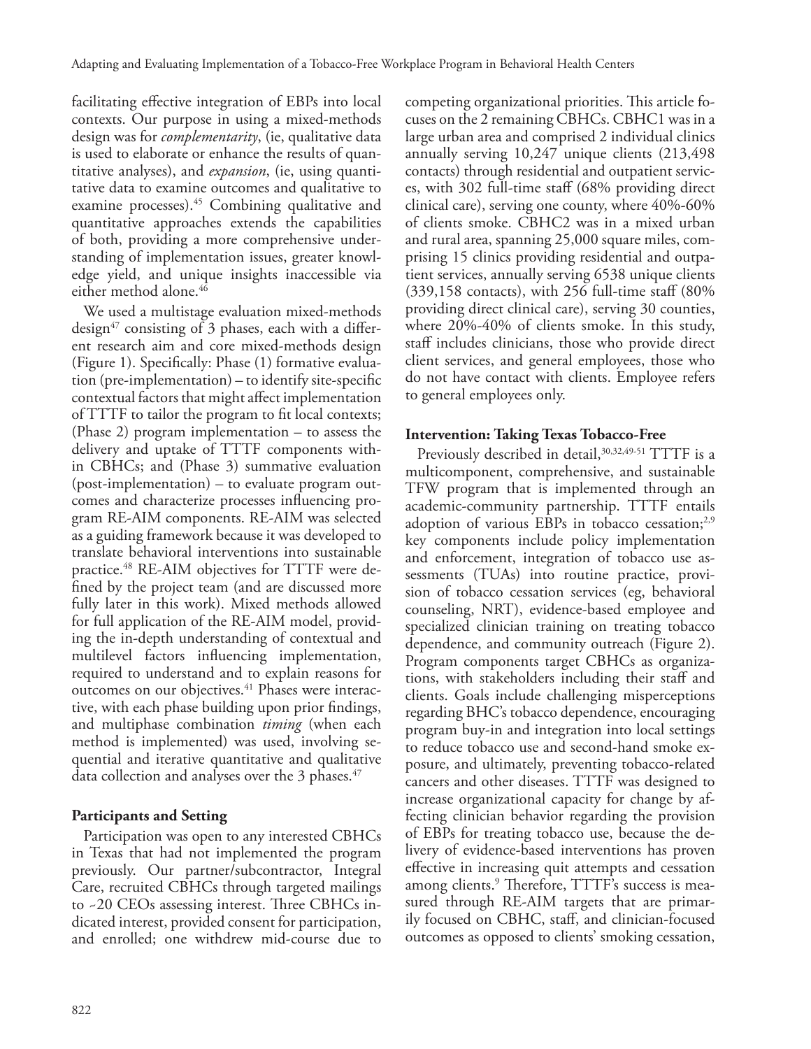facilitating effective integration of EBPs into local contexts. Our purpose in using a mixed-methods design was for *complementarity*, (ie, qualitative data is used to elaborate or enhance the results of quantitative analyses), and *expansion*, (ie, using quantitative data to examine outcomes and qualitative to examine processes).[45] Combining qualitative and quantitative approaches extends the capabilities of both, providing a more comprehensive understanding of implementation issues, greater knowledge yield, and unique insights inaccessible via either method alone.[46]

We used a multistage evaluation mixed-methods design[47] consisting of 3 phases, each with a different research aim and core mixed-methods design (Figure 1). Specifically: Phase (1) formative evaluation (pre-implementation) – to identify site-specific contextual factors that might affect implementation of TTTF to tailor the program to fit local contexts; (Phase 2) program implementation – to assess the delivery and uptake of TTTF components within CBHCs; and (Phase 3) summative evaluation (post-implementation) – to evaluate program outcomes and characterize processes influencing program RE-AIM components. RE-AIM was selected as a guiding framework because it was developed to translate behavioral interventions into sustainable practice.[48] RE-AIM objectives for TTTF were defined by the project team (and are discussed more fully later in this work). Mixed methods allowed for full application of the RE-AIM model, providing the in-depth understanding of contextual and multilevel factors influencing implementation, required to understand and to explain reasons for outcomes on our objectives.[41] Phases were interactive, with each phase building upon prior findings, and multiphase combination *timing* (when each method is implemented) was used, involving sequential and iterative quantitative and qualitative data collection and analyses over the 3 phases.[47]

## Participants and Setting

Participation was open to any interested CBHCs in Texas that had not implemented the program previously. Our partner/subcontractor, Integral Care, recruited CBHCs through targeted mailings to ~20 CEOs assessing interest. Three CBHCs indicated interest, provided consent for participation, and enrolled; one withdrew mid-course due to competing organizational priorities. This article focuses on the 2 remaining CBHCs. CBHC1 was in a large urban area and comprised 2 individual clinics annually serving 10,247 unique clients (213,498 contacts) through residential and outpatient services, with 302 full-time staff (68% providing direct clinical care), serving one county, where 40%-60% of clients smoke. CBHC2 was in a mixed urban and rural area, spanning 25,000 square miles, comprising 15 clinics providing residential and outpatient services, annually serving 6538 unique clients (339,158 contacts), with 256 full-time staff (80% providing direct clinical care), serving 30 counties, where 20%-40% of clients smoke. In this study, staff includes clinicians, those who provide direct client services, and general employees, those who do not have contact with clients. Employee refers to general employees only.

## Intervention: Taking Texas Tobacco-Free

Previously described in detail,[30,32,49-51] TTTF is a multicomponent, comprehensive, and sustainable TFW program that is implemented through an academic-community partnership. TTTF entails adoption of various EBPs in tobacco cessation;[2,9] key components include policy implementation and enforcement, integration of tobacco use assessments (TUAs) into routine practice, provision of tobacco cessation services (eg, behavioral counseling, NRT), evidence-based employee and specialized clinician training on treating tobacco dependence, and community outreach (Figure 2). Program components target CBHCs as organizations, with stakeholders including their staff and clients. Goals include challenging misperceptions regarding BHC's tobacco dependence, encouraging program buy-in and integration into local settings to reduce tobacco use and second-hand smoke exposure, and ultimately, preventing tobacco-related cancers and other diseases. TTTF was designed to increase organizational capacity for change by affecting clinician behavior regarding the provision of EBPs for treating tobacco use, because the delivery of evidence-based interventions has proven effective in increasing quit attempts and cessation among clients.[9] Therefore, TTTF's success is measured through RE-AIM targets that are primarily focused on CBHC, staff, and clinician-focused outcomes as opposed to clients' smoking cessation,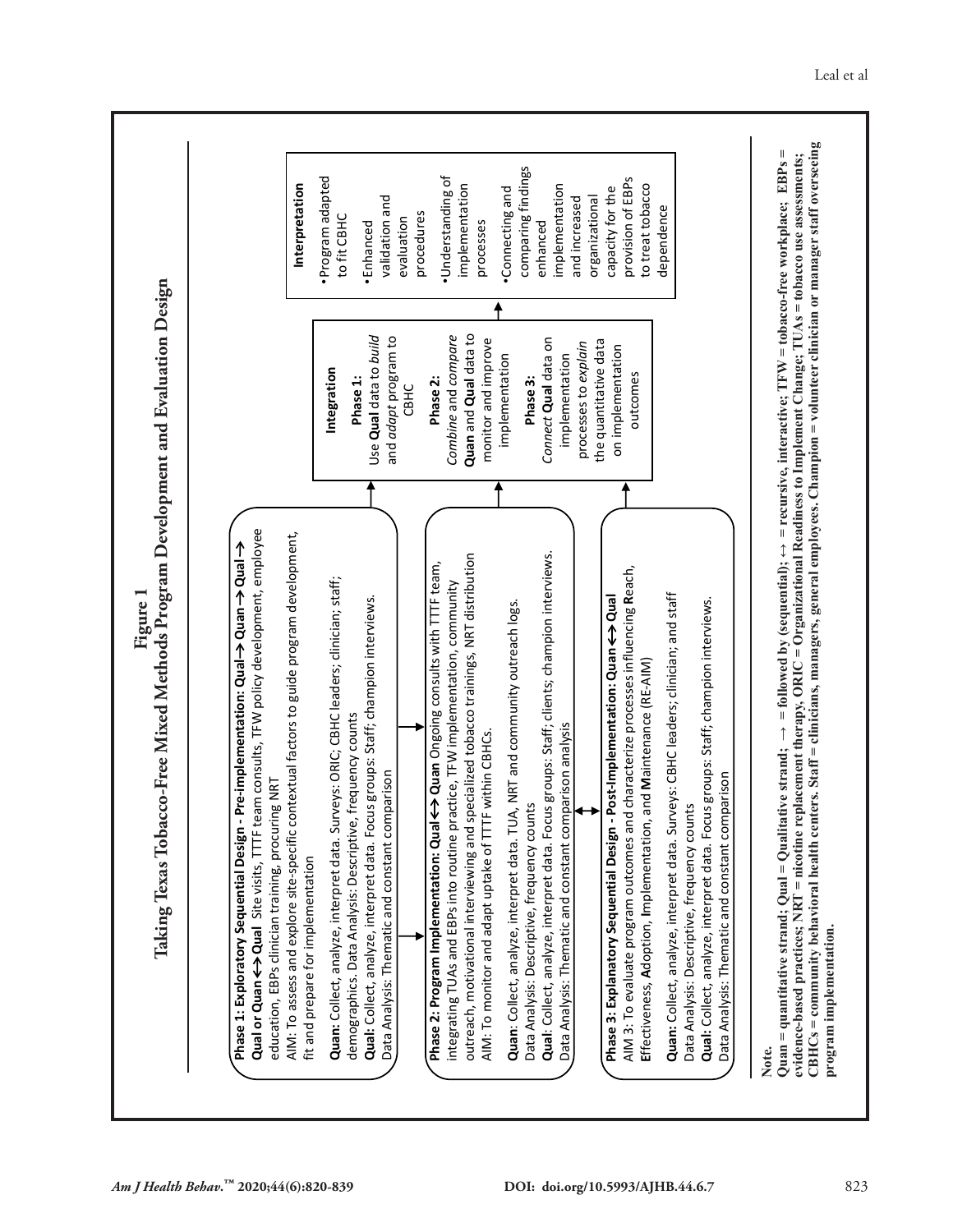**Figure 1**
**Taking Texas Tobacco-Free Mixed Methods Program Development and Evaluation Design**

**Phase 1: Exploratory Sequential Design - Pre-implementation: Qual→ Quan → Qual →**
**Qual or Quan ↔ Qual** Site visits, TTTF team consults, TFW policy development, employee education, EBPs clinician training, procuring NRT
AIM: To assess and explore site-specific contextual factors to guide program development, fit and prepare for implementation

**Quan**: Collect, analyze, interpret data. Surveys: ORIC; CBHC leaders; clinician; staff; demographics. Data Analysis: Descriptive, frequency counts
**Qual**: Collect, analyze, interpret data. Focus groups: Staff; champion interviews.
Data Analysis: Thematic and constant comparison

**Phase 2: Program Implementation: Qual ↔ Quan** Ongoing consults with TTTF team, integrating TUAs and EBPs into routine practice, TFW implementation, community outreach, motivational interviewing and specialized tobacco trainings, NRT distribution
AIM: To monitor and adapt uptake of TTTF within CBHCs.

**Quan**: Collect, analyze, interpret data. TUA, NRT and community outreach logs.
Data Analysis: Descriptive, frequency counts
**Qual**: Collect, analyze, interpret data. Focus groups: Staff; clients; champion interviews.
Data Analysis: Thematic and constant comparison analysis

**Phase 3: Explanatory Sequential Design - Post-Implementation: Quan ↔ Qual**
AIM 3: To evaluate program outcomes and characterize processes influencing **R**each, **E**ffectiveness, **A**doption, **I**mplementation, and **M**aintenance (RE-AIM)

**Quan**: Collect, analyze, interpret data. Surveys: CBHC leaders; clinician; and staff
Data Analysis: Descriptive, frequency counts
**Qual**: Collect, analyze, interpret data. Focus groups: Staff; champion interviews.
Data Analysis: Thematic and constant comparison

**Integration**

**Phase 1:**
Use **Qual** data to *build* and *adapt* program to CBHC

**Phase 2:**
*Combine* and *compare* **Quan** and **Qual** data to monitor and improve implementation

**Phase 3:**
*Connect* **Qual** data on implementation processes to *explain* the quantitative data on implementation outcomes

**Interpretation**

- Program adapted to fit CBHC
- Enhanced validation and evaluation procedures
- Understanding of implementation processes
- Connecting and comparing findings enhanced implementation and increased organizational capacity for the provision of EBPs to treat tobacco dependence

**Note.**
**Quan = quantitative strand; Qual = Qualitative strand; → = followed by (sequential); ↔ = recursive, interactive; TFW = tobacco-free workplace; EBPs = evidence-based practices; NRT = nicotine replacement therapy, ORIC = Organizational Readiness to Implement Change; TUAs = tobacco use assessments; CBHCs = community behavioral health centers. Staff = clinicians, managers, general employees. Champion = volunteer clinician or manager staff overseeing program implementation.**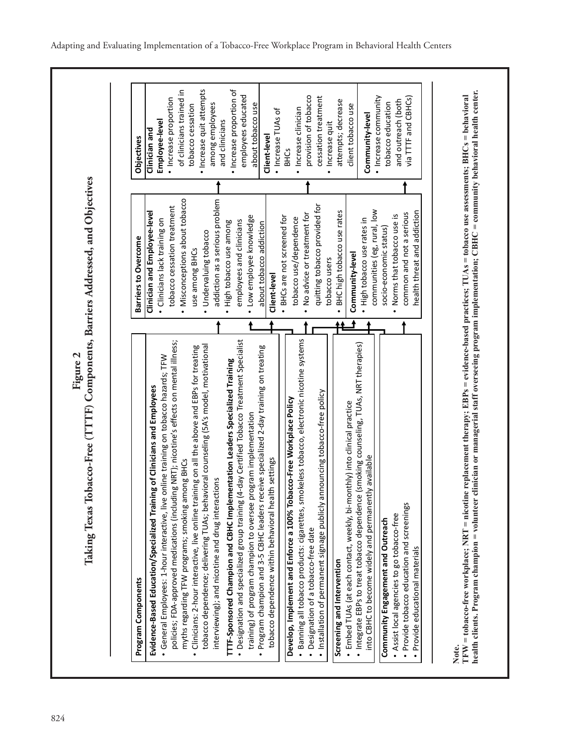**Figure 2**
**Taking Texas Tobacco-Free (TTTF) Components, Barriers Addressed, and Objectives**

| Program Components | Barriers to Overcome | Objectives |
|---|---|---|
| **Evidence-Based Education/Specialized Training of Clinicians and Employees**<br>• General Employees: 1-hour interactive, live online training on tobacco hazards; TFW policies; FDA-approved medications (including NRT); nicotine's effects on mental illness; myths regarding TFW programs; smoking among BHCs<br>• Clinicians: 2-hour interactive, live online training on all the above and EBPs for treating tobacco dependence; delivering TUAs; behavioral counseling (5A's model, motivational interviewing); and nicotine and drug interactions<br>**TTTF-Sponsored Champion and CBHC Implementation Leaders Specialized Training**<br>• Designation and specialized group training (4-day Certified Tobacco Treatment Specialist training) of program champion to oversee program implementation<br>• Program champion and 3-5 CBHC leaders receive specialized 2-day training on treating tobacco dependence within behavioral health settings | **Clinician and Employee-level**<br>• Clinicians lack training on tobacco cessation treatment<br>• Misconceptions about tobacco use among BHCs<br>• Undervaluing tobacco addiction as a serious problem<br>• High tobacco use among employees and clinicians<br>• Low employee knowledge about tobacco addiction | **Clinician and Employee-level**<br>• Increase proportion of clinicians trained in tobacco cessation<br>• Increase quit attempts among employees and clinicians<br>• Increase proportion of employees educated about tobacco use |
| **Develop, Implement and Enforce a 100% Tobacco-Free Workplace Policy**<br>• Banning all tobacco products: cigarettes, smokeless tobacco, electronic nicotine systems<br>• Designation of a tobacco-free date<br>• Installation of permanent signage publicly announcing tobacco-free policy<br>**Screening and Intervention**<br>• Embed TUAs (at each contact, weekly, bi-monthly) into clinical practice<br>• Integrate EBPs to treat tobacco dependence (smoking counseling, TUAs, NRT therapies) into CBHC to become widely and permanently available | **Client-level**<br>• BHCs are not screened for tobacco use/dependence<br>• No advice or treatment for quitting tobacco provided for tobacco users<br>• BHC high tobacco use rates | **Client-level**<br>• Increase TUAs of BHCs<br>• Increase clinician provision of tobacco cessation treatment<br>• Increase quit attempts; decrease client tobacco use |
| **Community Engagement and Outreach**<br>• Assist local agencies to go tobacco-free<br>• Provide tobacco education and screenings<br>• Provide educational materials | **Community-level**<br>• High tobacco use rates in communities (eg, rural, low socio-economic status)<br>• Norms that tobacco use is common and not a serious health threat and addiction | **Community-level**<br>• Increase community tobacco education and outreach (both via TTTF and CBHCs) |

**Note.**
**TFW = tobacco-free workplace; NRT = nicotine replacement therapy; EBPs = evidence-based practices; TUAs = tobacco use assessments; BHCs = behavioral health clients. Program champion = volunteer clinician or managerial staff overseeing program implementation; CBHC = community behavioral health center.**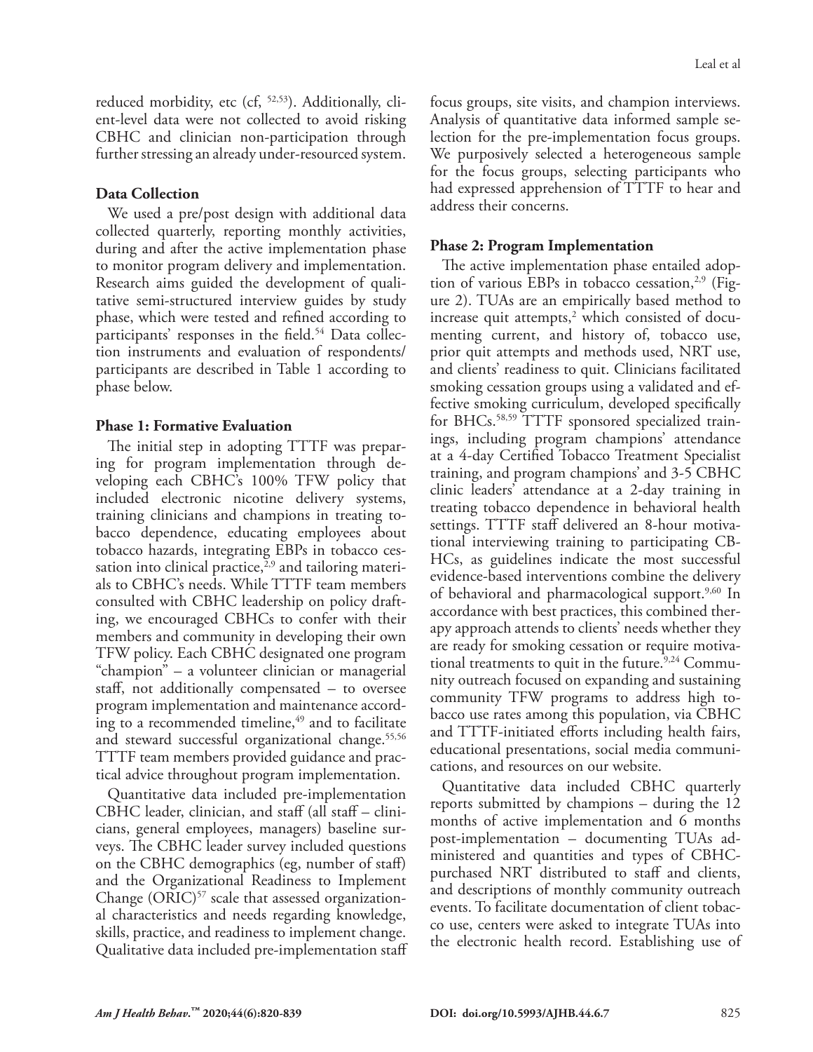reduced morbidity, etc (cf, [52,53]). Additionally, client-level data were not collected to avoid risking CBHC and clinician non-participation through further stressing an already under-resourced system.

### Data Collection

We used a pre/post design with additional data collected quarterly, reporting monthly activities, during and after the active implementation phase to monitor program delivery and implementation. Research aims guided the development of qualitative semi-structured interview guides by study phase, which were tested and refined according to participants' responses in the field.[54] Data collection instruments and evaluation of respondents/participants are described in Table 1 according to phase below.

### Phase 1: Formative Evaluation

The initial step in adopting TTTF was preparing for program implementation through developing each CBHC's 100% TFW policy that included electronic nicotine delivery systems, training clinicians and champions in treating tobacco dependence, educating employees about tobacco hazards, integrating EBPs in tobacco cessation into clinical practice,[2,9] and tailoring materials to CBHC's needs. While TTTF team members consulted with CBHC leadership on policy drafting, we encouraged CBHCs to confer with their members and community in developing their own TFW policy. Each CBHC designated one program "champion" – a volunteer clinician or managerial staff, not additionally compensated – to oversee program implementation and maintenance according to a recommended timeline,[49] and to facilitate and steward successful organizational change.[55,56] TTTF team members provided guidance and practical advice throughout program implementation.

Quantitative data included pre-implementation CBHC leader, clinician, and staff (all staff – clinicians, general employees, managers) baseline surveys. The CBHC leader survey included questions on the CBHC demographics (eg, number of staff) and the Organizational Readiness to Implement Change (ORIC)[57] scale that assessed organizational characteristics and needs regarding knowledge, skills, practice, and readiness to implement change. Qualitative data included pre-implementation staff focus groups, site visits, and champion interviews. Analysis of quantitative data informed sample selection for the pre-implementation focus groups. We purposively selected a heterogeneous sample for the focus groups, selecting participants who had expressed apprehension of TTTF to hear and address their concerns.

### Phase 2: Program Implementation

The active implementation phase entailed adoption of various EBPs in tobacco cessation,[2,9] (Figure 2). TUAs are an empirically based method to increase quit attempts,[2] which consisted of documenting current, and history of, tobacco use, prior quit attempts and methods used, NRT use, and clients' readiness to quit. Clinicians facilitated smoking cessation groups using a validated and effective smoking curriculum, developed specifically for BHCs.[58,59] TTTF sponsored specialized trainings, including program champions' attendance at a 4-day Certified Tobacco Treatment Specialist training, and program champions' and 3-5 CBHC clinic leaders' attendance at a 2-day training in treating tobacco dependence in behavioral health settings. TTTF staff delivered an 8-hour motivational interviewing training to participating CBHCs, as guidelines indicate the most successful evidence-based interventions combine the delivery of behavioral and pharmacological support.[9,60] In accordance with best practices, this combined therapy approach attends to clients' needs whether they are ready for smoking cessation or require motivational treatments to quit in the future.[9,24] Community outreach focused on expanding and sustaining community TFW programs to address high tobacco use rates among this population, via CBHC and TTTF-initiated efforts including health fairs, educational presentations, social media communications, and resources on our website.

Quantitative data included CBHC quarterly reports submitted by champions – during the 12 months of active implementation and 6 months post-implementation – documenting TUAs administered and quantities and types of CBHC-purchased NRT distributed to staff and clients, and descriptions of monthly community outreach events. To facilitate documentation of client tobacco use, centers were asked to integrate TUAs into the electronic health record. Establishing use of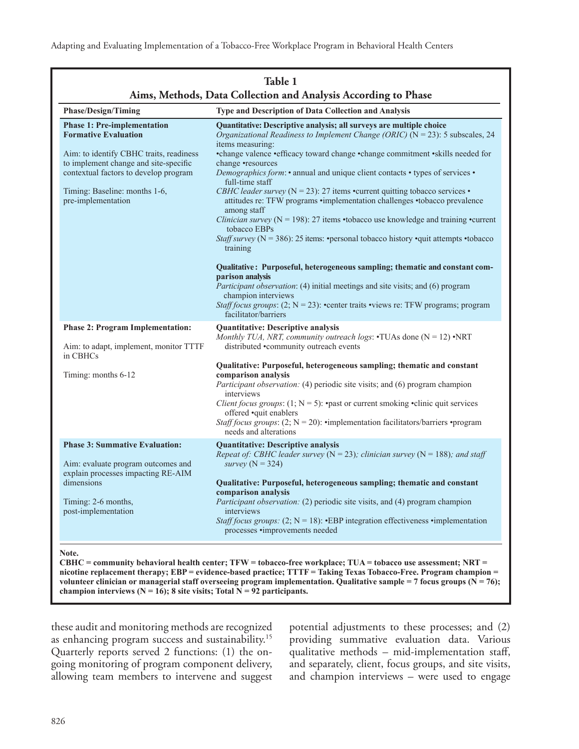**Table 1**
**Aims, Methods, Data Collection and Analysis According to Phase**

| Phase/Design/Timing | Type and Description of Data Collection and Analysis |
|---|---|
| **Phase 1: Pre-implementation Formative Evaluation**<br><br>Aim: to identify CBHC traits, readiness to implement change and site-specific contextual factors to develop program<br><br>Timing: Baseline: months 1-6, pre-implementation | **Quantitative: Descriptive analysis; all surveys are multiple choice**<br>*Organizational Readiness to Implement Change (ORIC)* (N = 23): 5 subscales, 24 items measuring:<br>•change valence •efficacy toward change •change commitment •skills needed for change •resources<br>*Demographics form*: • annual and unique client contacts • types of services • full-time staff<br>*CBHC leader survey* (N = 23): 27 items •current quitting tobacco services • attitudes re: TFW programs •implementation challenges •tobacco prevalence among staff<br>*Clinician survey* (N = 198): 27 items •tobacco use knowledge and training •current tobacco EBPs<br>*Staff survey* (N = 386): 25 items: •personal tobacco history •quit attempts •tobacco training<br><br>**Qualitative: Purposeful, heterogeneous sampling; thematic and constant comparison analysis**<br>*Participant observation*: (4) initial meetings and site visits; and (6) program champion interviews<br>*Staff focus groups*: (2; N = 23): •center traits •views re: TFW programs; program facilitator/barriers |
| **Phase 2: Program Implementation:**<br><br>Aim: to adapt, implement, monitor TTTF in CBHCs<br><br>Timing: months 6-12 | **Quantitative: Descriptive analysis**<br>*Monthly TUA, NRT, community outreach logs*: •TUAs done (N = 12) •NRT distributed •community outreach events<br><br>**Qualitative: Purposeful, heterogeneous sampling; thematic and constant comparison analysis**<br>*Participant observation:* (4) periodic site visits; and (6) program champion interviews<br>*Client focus groups*: (1; N = 5): •past or current smoking •clinic quit services offered •quit enablers<br>*Staff focus groups*: (2; N = 20): •implementation facilitators/barriers •program needs and alterations |
| **Phase 3: Summative Evaluation:**<br><br>Aim: evaluate program outcomes and explain processes impacting RE-AIM dimensions<br><br>Timing: 2-6 months, post-implementation | **Quantitative: Descriptive analysis**<br>*Repeat of: CBHC leader survey* (N = 23)*; clinician survey* (N = 188)*; and staff survey* (N = 324)<br><br>**Qualitative: Purposeful, heterogeneous sampling; thematic and constant comparison analysis**<br>*Participant observation:* (2) periodic site visits, and (4) program champion interviews<br>*Staff focus groups:* (2; N = 18): •EBP integration effectiveness •implementation processes •improvements needed |

**Note.**
**CBHC = community behavioral health center; TFW = tobacco-free workplace; TUA = tobacco use assessment; NRT = nicotine replacement therapy; EBP = evidence-based practice; TTTF = Taking Texas Tobacco-Free. Program champion = volunteer clinician or managerial staff overseeing program implementation. Qualitative sample = 7 focus groups (N = 76); champion interviews (N = 16); 8 site visits; Total N = 92 participants.**

these audit and monitoring methods are recognized as enhancing program success and sustainability.[15] Quarterly reports served 2 functions: (1) the ongoing monitoring of program component delivery, allowing team members to intervene and suggest potential adjustments to these processes; and (2) providing summative evaluation data. Various qualitative methods – mid-implementation staff, and separately, client, focus groups, and site visits, and champion interviews – were used to engage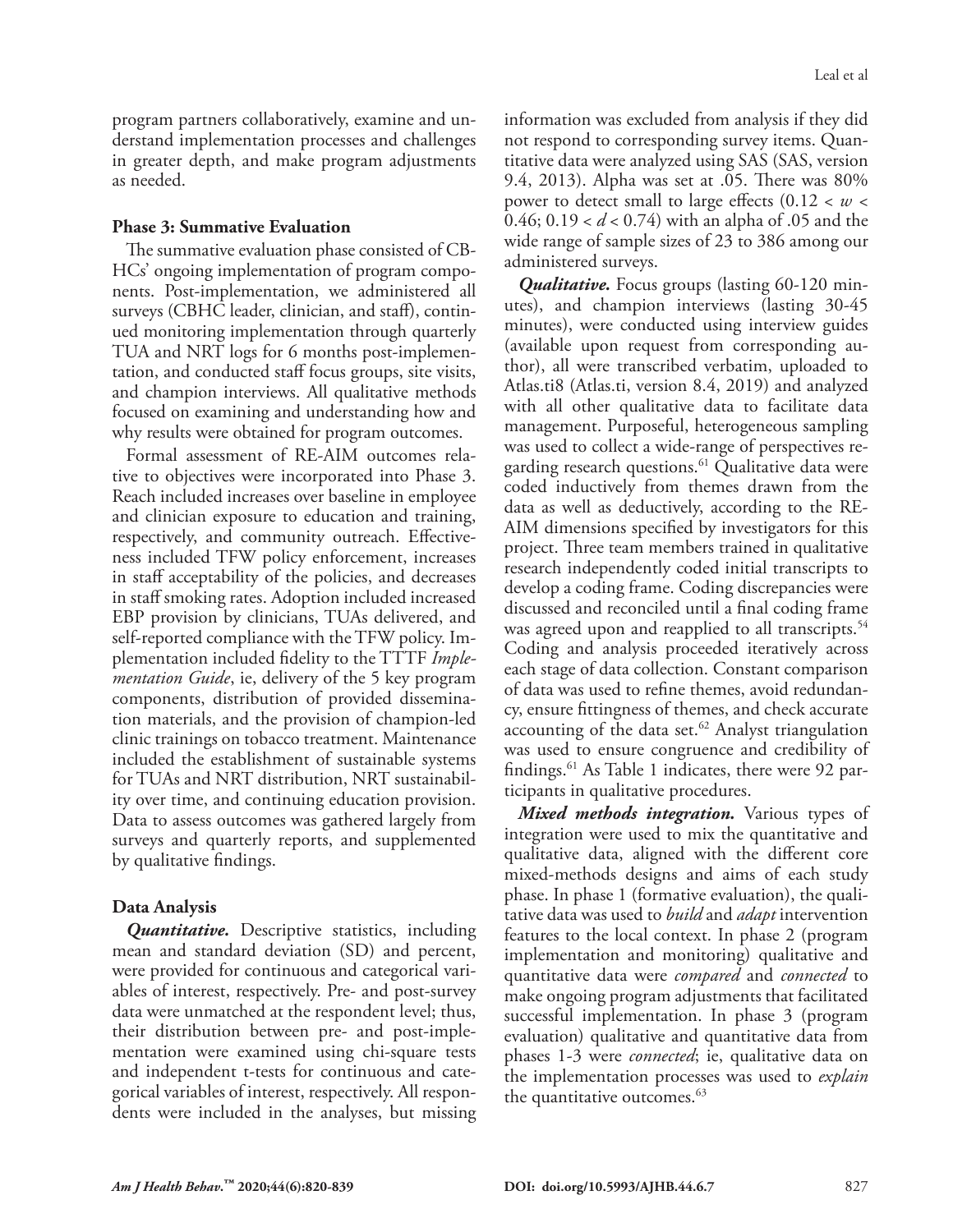program partners collaboratively, examine and understand implementation processes and challenges in greater depth, and make program adjustments as needed.

### Phase 3: Summative Evaluation

The summative evaluation phase consisted of CBHCs' ongoing implementation of program components. Post-implementation, we administered all surveys (CBHC leader, clinician, and staff), continued monitoring implementation through quarterly TUA and NRT logs for 6 months post-implementation, and conducted staff focus groups, site visits, and champion interviews. All qualitative methods focused on examining and understanding how and why results were obtained for program outcomes.

Formal assessment of RE-AIM outcomes relative to objectives were incorporated into Phase 3. Reach included increases over baseline in employee and clinician exposure to education and training, respectively, and community outreach. Effectiveness included TFW policy enforcement, increases in staff acceptability of the policies, and decreases in staff smoking rates. Adoption included increased EBP provision by clinicians, TUAs delivered, and self-reported compliance with the TFW policy. Implementation included fidelity to the TTTF *Implementation Guide*, ie, delivery of the 5 key program components, distribution of provided dissemination materials, and the provision of champion-led clinic trainings on tobacco treatment. Maintenance included the establishment of sustainable systems for TUAs and NRT distribution, NRT sustainability over time, and continuing education provision. Data to assess outcomes was gathered largely from surveys and quarterly reports, and supplemented by qualitative findings.

### Data Analysis

***Quantitative.*** Descriptive statistics, including mean and standard deviation (SD) and percent, were provided for continuous and categorical variables of interest, respectively. Pre- and post-survey data were unmatched at the respondent level; thus, their distribution between pre- and post-implementation were examined using chi-square tests and independent t-tests for continuous and categorical variables of interest, respectively. All respondents were included in the analyses, but missing information was excluded from analysis if they did not respond to corresponding survey items. Quantitative data were analyzed using SAS (SAS, version 9.4, 2013). Alpha was set at .05. There was 80% power to detect small to large effects ($0.12 < w < 0.46$; $0.19 < d < 0.74$) with an alpha of .05 and the wide range of sample sizes of 23 to 386 among our administered surveys.

***Qualitative.*** Focus groups (lasting 60-120 minutes), and champion interviews (lasting 30-45 minutes), were conducted using interview guides (available upon request from corresponding author), all were transcribed verbatim, uploaded to Atlas.ti8 (Atlas.ti, version 8.4, 2019) and analyzed with all other qualitative data to facilitate data management. Purposeful, heterogeneous sampling was used to collect a wide-range of perspectives regarding research questions.[61] Qualitative data were coded inductively from themes drawn from the data as well as deductively, according to the RE-AIM dimensions specified by investigators for this project. Three team members trained in qualitative research independently coded initial transcripts to develop a coding frame. Coding discrepancies were discussed and reconciled until a final coding frame was agreed upon and reapplied to all transcripts.[54] Coding and analysis proceeded iteratively across each stage of data collection. Constant comparison of data was used to refine themes, avoid redundancy, ensure fittingness of themes, and check accurate accounting of the data set.[62] Analyst triangulation was used to ensure congruence and credibility of findings.[61] As Table 1 indicates, there were 92 participants in qualitative procedures.

***Mixed methods integration.*** Various types of integration were used to mix the quantitative and qualitative data, aligned with the different core mixed-methods designs and aims of each study phase. In phase 1 (formative evaluation), the qualitative data was used to *build* and *adapt* intervention features to the local context. In phase 2 (program implementation and monitoring) qualitative and quantitative data were *compared* and *connected* to make ongoing program adjustments that facilitated successful implementation. In phase 3 (program evaluation) qualitative and quantitative data from phases 1-3 were *connected*; ie, qualitative data on the implementation processes was used to *explain* the quantitative outcomes.[63]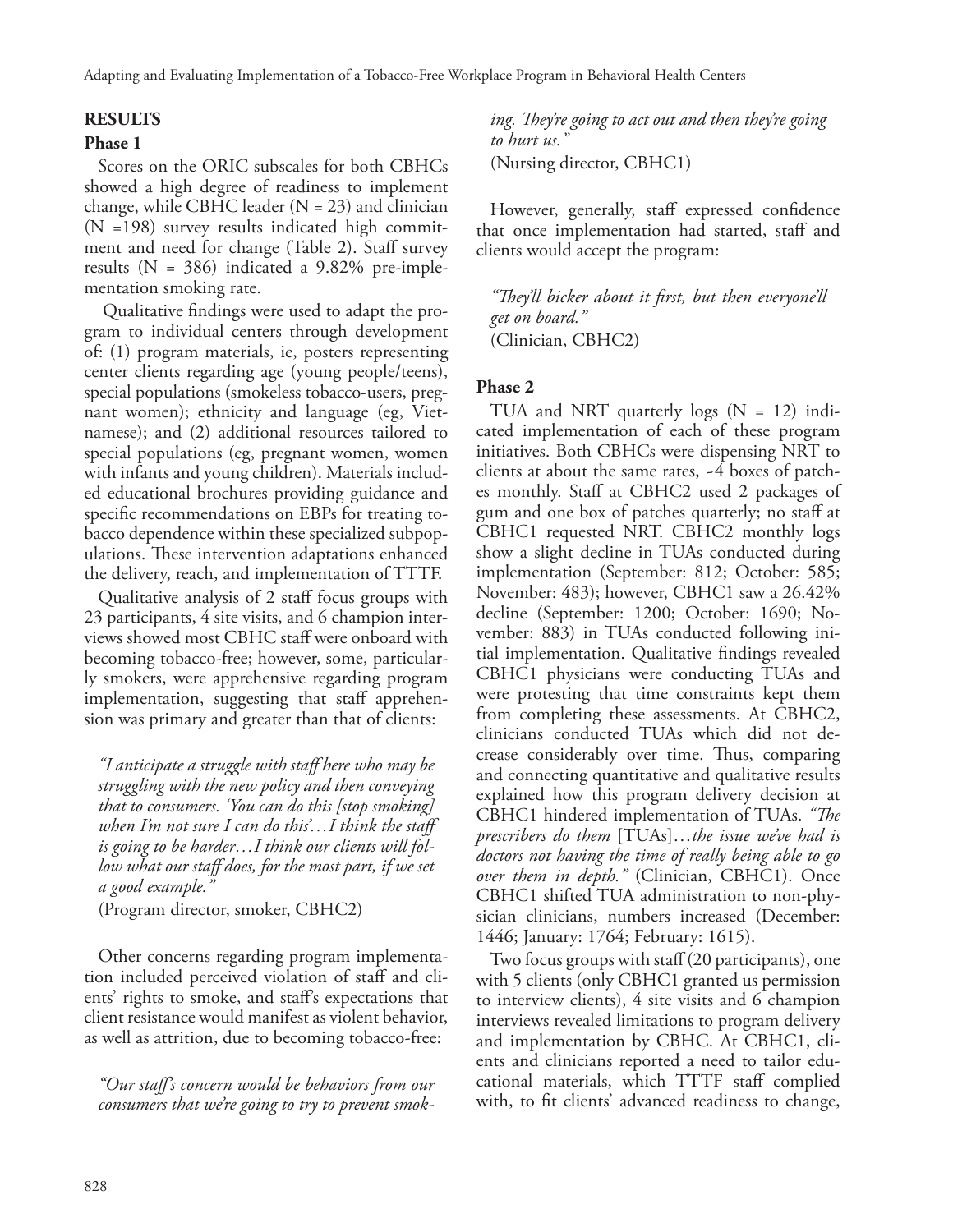## RESULTS

### Phase 1

Scores on the ORIC subscales for both CBHCs showed a high degree of readiness to implement change, while CBHC leader (N = 23) and clinician (N =198) survey results indicated high commitment and need for change (Table 2). Staff survey results (N = 386) indicated a 9.82% pre-implementation smoking rate.

Qualitative findings were used to adapt the program to individual centers through development of: (1) program materials, ie, posters representing center clients regarding age (young people/teens), special populations (smokeless tobacco-users, pregnant women); ethnicity and language (eg, Vietnamese); and (2) additional resources tailored to special populations (eg, pregnant women, women with infants and young children). Materials included educational brochures providing guidance and specific recommendations on EBPs for treating tobacco dependence within these specialized subpopulations. These intervention adaptations enhanced the delivery, reach, and implementation of TTTF.

Qualitative analysis of 2 staff focus groups with 23 participants, 4 site visits, and 6 champion interviews showed most CBHC staff were onboard with becoming tobacco-free; however, some, particularly smokers, were apprehensive regarding program implementation, suggesting that staff apprehension was primary and greater than that of clients:

> *"I anticipate a struggle with staff here who may be struggling with the new policy and then conveying that to consumers. 'You can do this [stop smoking] when I'm not sure I can do this'…I think the staff is going to be harder…I think our clients will follow what our staff does, for the most part, if we set a good example."*
> (Program director, smoker, CBHC2)

Other concerns regarding program implementation included perceived violation of staff and clients' rights to smoke, and staff's expectations that client resistance would manifest as violent behavior, as well as attrition, due to becoming tobacco-free:

> *"Our staff's concern would be behaviors from our consumers that we're going to try to prevent smoking. They're going to act out and then they're going to hurt us."*
> (Nursing director, CBHC1)

However, generally, staff expressed confidence that once implementation had started, staff and clients would accept the program:

> *"They'll bicker about it first, but then everyone'll get on board."*
> (Clinician, CBHC2)

### Phase 2

TUA and NRT quarterly logs (N = 12) indicated implementation of each of these program initiatives. Both CBHCs were dispensing NRT to clients at about the same rates, ~4 boxes of patches monthly. Staff at CBHC2 used 2 packages of gum and one box of patches quarterly; no staff at CBHC1 requested NRT. CBHC2 monthly logs show a slight decline in TUAs conducted during implementation (September: 812; October: 585; November: 483); however, CBHC1 saw a 26.42% decline (September: 1200; October: 1690; November: 883) in TUAs conducted following initial implementation. Qualitative findings revealed CBHC1 physicians were conducting TUAs and were protesting that time constraints kept them from completing these assessments. At CBHC2, clinicians conducted TUAs which did not decrease considerably over time. Thus, comparing and connecting quantitative and qualitative results explained how this program delivery decision at CBHC1 hindered implementation of TUAs. *"The prescribers do them* [TUAs]*…the issue we've had is doctors not having the time of really being able to go over them in depth."* (Clinician, CBHC1). Once CBHC1 shifted TUA administration to non-physician clinicians, numbers increased (December: 1446; January: 1764; February: 1615).

Two focus groups with staff (20 participants), one with 5 clients (only CBHC1 granted us permission to interview clients), 4 site visits and 6 champion interviews revealed limitations to program delivery and implementation by CBHC. At CBHC1, clients and clinicians reported a need to tailor educational materials, which TTTF staff complied with, to fit clients' advanced readiness to change,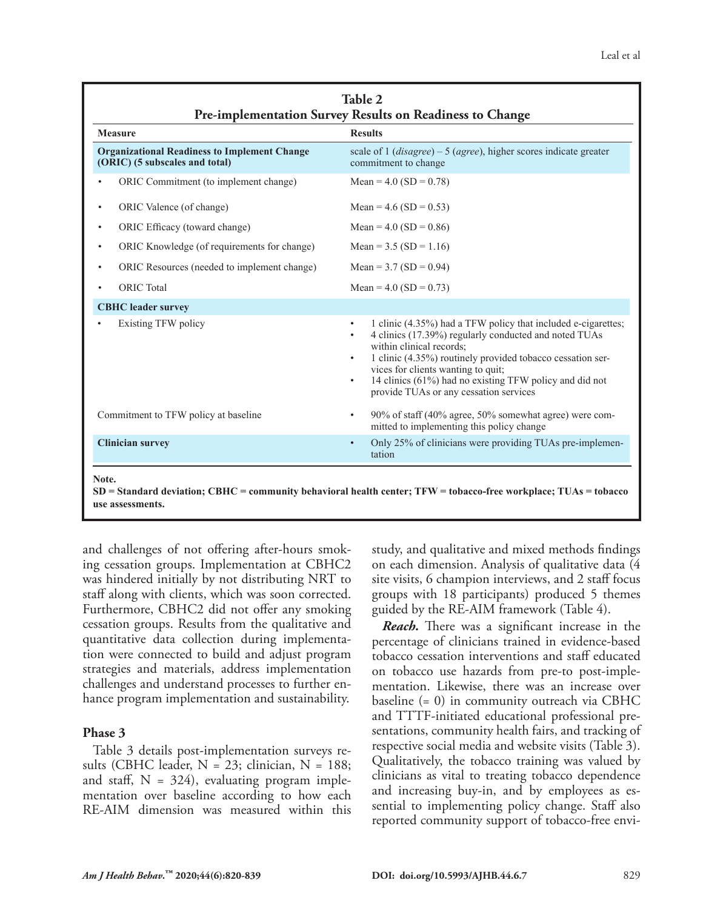**Table 2**
**Pre-implementation Survey Results on Readiness to Change**

| Measure | Results |
|---|---|
| **Organizational Readiness to Implement Change (ORIC) (5 subscales and total)** | scale of 1 (*disagree*) – 5 (*agree*), higher scores indicate greater commitment to change |
| • ORIC Commitment (to implement change) | Mean = 4.0 (SD = 0.78) |
| • ORIC Valence (of change) | Mean = 4.6 (SD = 0.53) |
| • ORIC Efficacy (toward change) | Mean = 4.0 (SD = 0.86) |
| • ORIC Knowledge (of requirements for change) | Mean = 3.5 (SD = 1.16) |
| • ORIC Resources (needed to implement change) | Mean = 3.7 (SD = 0.94) |
| • ORIC Total | Mean = 4.0 (SD = 0.73) |
| **CBHC leader survey** | |
| • Existing TFW policy | • 1 clinic (4.35%) had a TFW policy that included e-cigarettes; • 4 clinics (17.39%) regularly conducted and noted TUAs within clinical records; • 1 clinic (4.35%) routinely provided tobacco cessation services for clients wanting to quit; • 14 clinics (61%) had no existing TFW policy and did not provide TUAs or any cessation services |
| Commitment to TFW policy at baseline | • 90% of staff (40% agree, 50% somewhat agree) were committed to implementing this policy change |
| **Clinician survey** | • Only 25% of clinicians were providing TUAs pre-implementation |

**Note.**
**SD = Standard deviation; CBHC = community behavioral health center; TFW = tobacco-free workplace; TUAs = tobacco use assessments.**

and challenges of not offering after-hours smoking cessation groups. Implementation at CBHC2 was hindered initially by not distributing NRT to staff along with clients, which was soon corrected. Furthermore, CBHC2 did not offer any smoking cessation groups. Results from the qualitative and quantitative data collection during implementation were connected to build and adjust program strategies and materials, address implementation challenges and understand processes to further enhance program implementation and sustainability.

### Phase 3

Table 3 details post-implementation surveys results (CBHC leader, N = 23; clinician, N = 188; and staff, N = 324), evaluating program implementation over baseline according to how each RE-AIM dimension was measured within this study, and qualitative and mixed methods findings on each dimension. Analysis of qualitative data (4 site visits, 6 champion interviews, and 2 staff focus groups with 18 participants) produced 5 themes guided by the RE-AIM framework (Table 4).

***Reach.*** There was a significant increase in the percentage of clinicians trained in evidence-based tobacco cessation interventions and staff educated on tobacco use hazards from pre-to post-implementation. Likewise, there was an increase over baseline (= 0) in community outreach via CBHC and TTTF-initiated educational professional presentations, community health fairs, and tracking of respective social media and website visits (Table 3). Qualitatively, the tobacco training was valued by clinicians as vital to treating tobacco dependence and increasing buy-in, and by employees as essential to implementing policy change. Staff also reported community support of tobacco-free envi-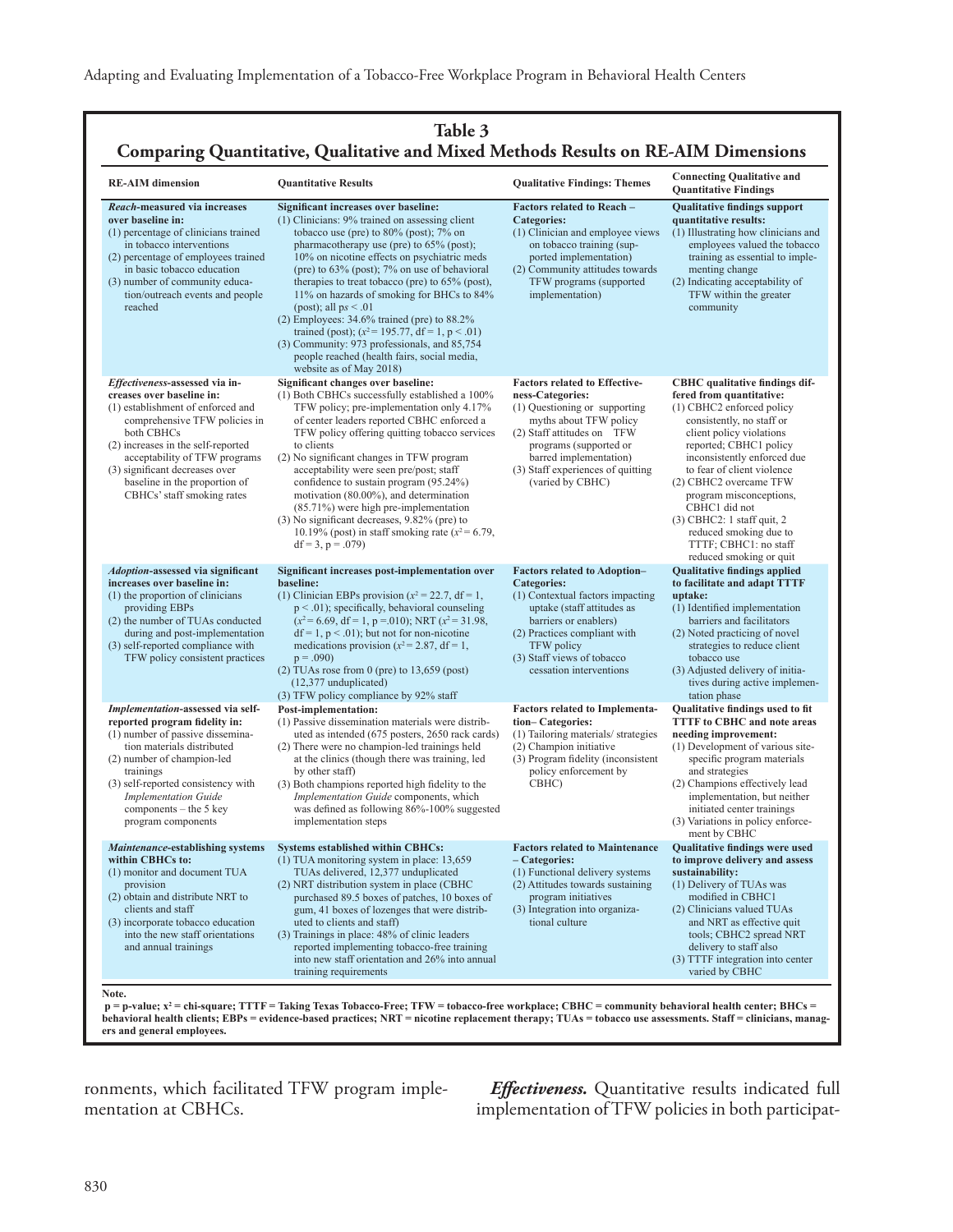**Table 3**
**Comparing Quantitative, Qualitative and Mixed Methods Results on RE-AIM Dimensions**

| RE-AIM dimension | Quantitative Results | Qualitative Findings: Themes | Connecting Qualitative and Quantitative Findings |
|---|---|---|---|
| *Reach*-measured via increases over baseline in: (1) percentage of clinicians trained in tobacco interventions (2) percentage of employees trained in basic tobacco education (3) number of community education/outreach events and people reached | **Significant increases over baseline:** (1) Clinicians: 9% trained on assessing client tobacco use (pre) to 80% (post); 7% on pharmacotherapy use (pre) to 65% (post); 10% on nicotine effects on psychiatric meds (pre) to 63% (post); 7% on use of behavioral therapies to treat tobacco (pre) to 65% (post), 11% on hazards of smoking for BHCs to 84% (post); all $ps < .01$ (2) Employees: 34.6% trained (pre) to 88.2% trained (post); ($x^2 = 195.77$, df = 1, $p < .01$) (3) Community: 973 professionals, and 85,754 people reached (health fairs, social media, website as of May 2018) | **Factors related to Reach – Categories:** (1) Clinician and employee views on tobacco training (supported implementation) (2) Community attitudes towards TFW programs (supported implementation) | **Qualitative findings support quantitative results:** (1) Illustrating how clinicians and employees valued the tobacco training as essential to implementing change (2) Indicating acceptability of TFW within the greater community |
| *Effectiveness*-assessed via increases over baseline in: (1) establishment of enforced and comprehensive TFW policies in both CBHCs (2) increases in the self-reported acceptability of TFW programs (3) significant decreases over baseline in the proportion of CBHCs' staff smoking rates | **Significant changes over baseline:** (1) Both CBHCs successfully established a 100% TFW policy; pre-implementation only 4.17% of center leaders reported CBHC enforced a TFW policy offering quitting tobacco services to clients (2) No significant changes in TFW program acceptability were seen pre/post; staff confidence to sustain program (95.24%) motivation (80.00%), and determination (85.71%) were high pre-implementation (3) No significant decreases, 9.82% (pre) to 10.19% (post) in staff smoking rate ($x^2 = 6.79$, df = 3, $p = .079$) | **Factors related to Effectiveness-Categories:** (1) Questioning or supporting myths about TFW policy (2) Staff attitudes on TFW programs (supported or barred implementation) (3) Staff experiences of quitting (varied by CBHC) | **CBHC qualitative findings differed from quantitative:** (1) CBHC2 enforced policy consistently, no staff or client policy violations reported; CBHC1 policy inconsistently enforced due to fear of client violence (2) CBHC2 overcame TFW program misconceptions, CBHC1 did not (3) CBHC2: 1 staff quit, 2 reduced smoking due to TTTF; CBHC1: no staff reduced smoking or quit |
| *Adoption*-assessed via significant increases over baseline in: (1) the proportion of clinicians providing EBPs (2) the number of TUAs conducted during and post-implementation (3) self-reported compliance with TFW policy consistent practices | **Significant increases post-implementation over baseline:** (1) Clinician EBPs provision ($x^2 = 22.7$, df = 1, $p < .01$); specifically, behavioral counseling ($x^2 = 6.69$, df = 1, $p = .010$); NRT ($x^2 = 31.98$, df = 1, $p < .01$); but not for non-nicotine medications provision ($x^2 = 2.87$, df = 1, $p = .090$) (2) TUAs rose from 0 (pre) to 13,659 (post) (12,377 unduplicated) (3) TFW policy compliance by 92% staff | **Factors related to Adoption– Categories:** (1) Contextual factors impacting uptake (staff attitudes as barriers or enablers) (2) Practices compliant with TFW policy (3) Staff views of tobacco cessation interventions | **Qualitative findings applied to facilitate and adapt TTTF uptake:** (1) Identified implementation barriers and facilitators (2) Noted practicing of novel strategies to reduce client tobacco use (3) Adjusted delivery of initiatives during active implementation phase |
| *Implementation*-assessed via self-reported program fidelity in: (1) number of passive dissemination materials distributed (2) number of champion-led trainings (3) self-reported consistency with *Implementation Guide* components – the 5 key program components | **Post-implementation:** (1) Passive dissemination materials were distributed as intended (675 posters, 2650 rack cards) (2) There were no champion-led trainings held at the clinics (though there was training, led by other staff) (3) Both champions reported high fidelity to the *Implementation Guide* components, which was defined as following 86%-100% suggested implementation steps | **Factors related to Implementation– Categories:** (1) Tailoring materials/ strategies (2) Champion initiative (3) Program fidelity (inconsistent policy enforcement by CBHC) | **Qualitative findings used to fit TTTF to CBHC and note areas needing improvement:** (1) Development of various site-specific program materials and strategies (2) Champions effectively lead implementation, but neither initiated center trainings (3) Variations in policy enforcement by CBHC |
| *Maintenance*-establishing systems within CBHCs to: (1) monitor and document TUA provision (2) obtain and distribute NRT to clients and staff (3) incorporate tobacco education into the new staff orientations and annual trainings | **Systems established within CBHCs:** (1) TUA monitoring system in place: 13,659 TUAs delivered, 12,377 unduplicated (2) NRT distribution system in place (CBHC purchased 89.5 boxes of patches, 10 boxes of gum, 41 boxes of lozenges that were distributed to clients and staff) (3) Trainings in place: 48% of clinic leaders reported implementing tobacco-free training into new staff orientation and 26% into annual training requirements | **Factors related to Maintenance – Categories:** (1) Functional delivery systems (2) Attitudes towards sustaining program initiatives (3) Integration into organizational culture | **Qualitative findings were used to improve delivery and assess sustainability:** (1) Delivery of TUAs was modified in CBHC1 (2) Clinicians valued TUAs and NRT as effective quit tools; CBHC2 spread NRT delivery to staff also (3) TTTF integration into center varied by CBHC |

**Note.**
**p = p-value; $x^2$ = chi-square; TTTF = Taking Texas Tobacco-Free; TFW = tobacco-free workplace; CBHC = community behavioral health center; BHCs = behavioral health clients; EBPs = evidence-based practices; NRT = nicotine replacement therapy; TUAs = tobacco use assessments. Staff = clinicians, managers and general employees.**

ronments, which facilitated TFW program implementation at CBHCs.

***Effectiveness.*** Quantitative results indicated full implementation of TFW policies in both participat-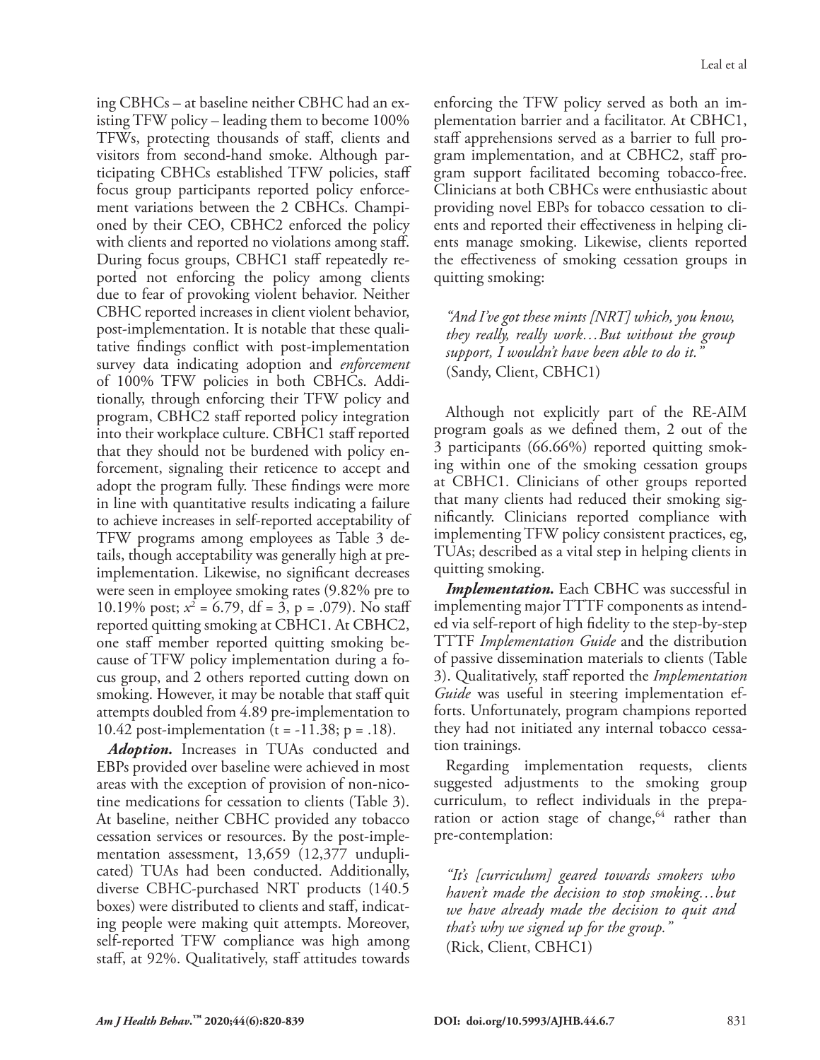ing CBHCs – at baseline neither CBHC had an existing TFW policy – leading them to become 100% TFWs, protecting thousands of staff, clients and visitors from second-hand smoke. Although participating CBHCs established TFW policies, staff focus group participants reported policy enforcement variations between the 2 CBHCs. Championed by their CEO, CBHC2 enforced the policy with clients and reported no violations among staff. During focus groups, CBHC1 staff repeatedly reported not enforcing the policy among clients due to fear of provoking violent behavior. Neither CBHC reported increases in client violent behavior, post-implementation. It is notable that these qualitative findings conflict with post-implementation survey data indicating adoption and *enforcement* of 100% TFW policies in both CBHCs. Additionally, through enforcing their TFW policy and program, CBHC2 staff reported policy integration into their workplace culture. CBHC1 staff reported that they should not be burdened with policy enforcement, signaling their reticence to accept and adopt the program fully. These findings were more in line with quantitative results indicating a failure to achieve increases in self-reported acceptability of TFW programs among employees as Table 3 details, though acceptability was generally high at pre-implementation. Likewise, no significant decreases were seen in employee smoking rates (9.82% pre to 10.19% post; $x^2$ = 6.79, df = 3, p = .079). No staff reported quitting smoking at CBHC1. At CBHC2, one staff member reported quitting smoking because of TFW policy implementation during a focus group, and 2 others reported cutting down on smoking. However, it may be notable that staff quit attempts doubled from 4.89 pre-implementation to 10.42 post-implementation (t = -11.38; p = .18).

***Adoption.*** Increases in TUAs conducted and EBPs provided over baseline were achieved in most areas with the exception of provision of non-nicotine medications for cessation to clients (Table 3). At baseline, neither CBHC provided any tobacco cessation services or resources. By the post-implementation assessment, 13,659 (12,377 unduplicated) TUAs had been conducted. Additionally, diverse CBHC-purchased NRT products (140.5 boxes) were distributed to clients and staff, indicating people were making quit attempts. Moreover, self-reported TFW compliance was high among staff, at 92%. Qualitatively, staff attitudes towards enforcing the TFW policy served as both an implementation barrier and a facilitator. At CBHC1, staff apprehensions served as a barrier to full program implementation, and at CBHC2, staff program support facilitated becoming tobacco-free. Clinicians at both CBHCs were enthusiastic about providing novel EBPs for tobacco cessation to clients and reported their effectiveness in helping clients manage smoking. Likewise, clients reported the effectiveness of smoking cessation groups in quitting smoking:

> *"And I've got these mints [NRT] which, you know, they really, really work…But without the group support, I wouldn't have been able to do it."*
> (Sandy, Client, CBHC1)

Although not explicitly part of the RE-AIM program goals as we defined them, 2 out of the 3 participants (66.66%) reported quitting smoking within one of the smoking cessation groups at CBHC1. Clinicians of other groups reported that many clients had reduced their smoking significantly. Clinicians reported compliance with implementing TFW policy consistent practices, eg, TUAs; described as a vital step in helping clients in quitting smoking.

***Implementation.*** Each CBHC was successful in implementing major TTTF components as intended via self-report of high fidelity to the step-by-step TTTF *Implementation Guide* and the distribution of passive dissemination materials to clients (Table 3). Qualitatively, staff reported the *Implementation Guide* was useful in steering implementation efforts. Unfortunately, program champions reported they had not initiated any internal tobacco cessation trainings.

Regarding implementation requests, clients suggested adjustments to the smoking group curriculum, to reflect individuals in the preparation or action stage of change,[64] rather than pre-contemplation:

> *"It's [curriculum] geared towards smokers who haven't made the decision to stop smoking…but we have already made the decision to quit and that's why we signed up for the group."*
> (Rick, Client, CBHC1)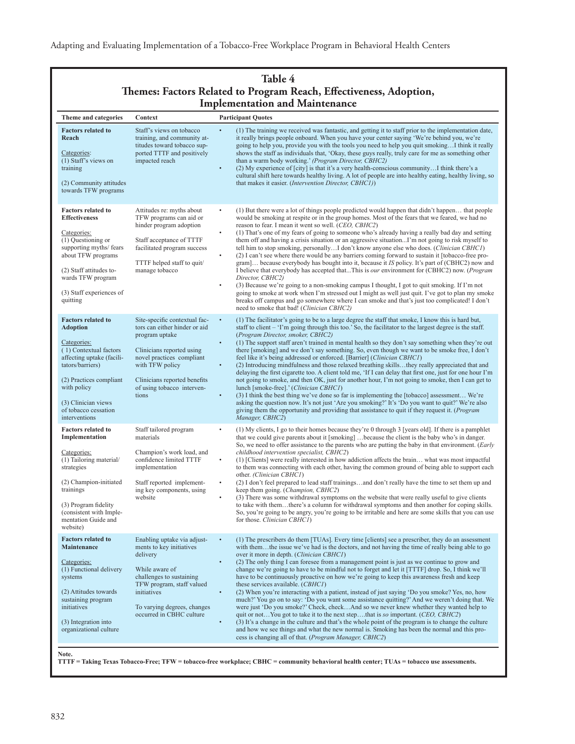**Table 4**
**Themes: Factors Related to Program Reach, Effectiveness, Adoption, Implementation and Maintenance**

| Theme and categories | Context | Participant Quotes |
|---|---|---|
| **Factors related to Reach**<br><br>Categories:<br>(1) Staff's views on training<br><br>(2) Community attitudes towards TFW programs | Staff's views on tobacco training, and community attitudes toward tobacco supported TTTF and positively impacted reach | • (1) The training we received was fantastic, and getting it to staff prior to the implementation date, it really brings people onboard. When you have your center saying 'We're behind you, we're going to help you, provide you with the tools you need to help you quit smoking…I think it really shows the staff as individuals that, 'Okay, these guys really, truly care for me as something other than a warm body working.' *(Program Director, CBHC2)*<br>• (2) My experience of [city] is that it's a very health-conscious community…I think there's a cultural shift here towards healthy living. A lot of people are into healthy eating, healthy living, so that makes it easier. (*Intervention Director, CBHC1)*) |
| **Factors related to Effectiveness**<br><br>Categories:<br>(1) Questioning or supporting myths/ fears about TFW programs<br><br>(2) Staff attitudes towards TFW program<br><br>(3) Staff experiences of quitting | Attitudes re: myths about TFW programs can aid or hinder program adoption<br><br>Staff acceptance of TTTF facilitated program success<br><br>TTTF helped staff to quit/ manage tobacco | • (1) But there were a lot of things people predicted would happen that didn't happen… that people would be smoking at respite or in the group homes. Most of the fears that we feared, we had no reason to fear. I mean it went so well. (*CEO, CBHC2*)<br>• (1) That's one of my fears of going to someone who's already having a really bad day and setting them off and having a crisis situation or an aggressive situation...I'm not going to risk myself to tell him to stop smoking, personally…I don't know anyone else who does. (*Clinician CBHC1*)<br>• (2) I can't see where there would be any barriers coming forward to sustain it [tobacco-free program]… because everybody has bought into it, because it *IS* policy. It's part of (CBHC2) now and I believe that everybody has accepted that...This is *our* environment for (CBHC2) now. (*Program Director, CBHC2)*<br>• (3) Because we're going to a non-smoking campus I thought, I got to quit smoking. If I'm not going to smoke at work when I'm stressed out I might as well just quit. I've got to plan my smoke breaks off campus and go somewhere where I can smoke and that's just too complicated! I don't need to smoke that bad! (*Clinician CBHC2)* |
| **Factors related to Adoption**<br><br>Categories:<br>( 1) Contextual factors affecting uptake (facilitators/barriers)<br><br>(2) Practices compliant with policy<br><br>(3) Clinician views of tobacco cessation interventions | Site-specific contextual factors can either hinder or aid program uptake<br><br>Clinicians reported using novel practices compliant with TFW policy<br><br>Clinicians reported benefits of using tobacco interventions | • (1) The facilitator's going to be to a large degree the staff that smoke, I know this is hard but, staff to client – 'I'm going through this too.' So, the facilitator to the largest degree is the staff. (*Program Director, smoker, CBHC2)*<br>• (1) The support staff aren't trained in mental health so they don't say something when they're out there [smoking] and we don't say something. So, even though we want to be smoke free, I don't feel like it's being addressed or enforced. [Barrier] (*Clinician CBHC1*)<br>• (2) Introducing mindfulness and those relaxed breathing skills…they really appreciated that and delaying the first cigarette too. A client told me, 'If I can delay that first one, just for one hour I'm not going to smoke, and then OK, just for another hour, I'm not going to smoke, then I can get to lunch [smoke-free].' (*Clinician CBHC1*)<br>• (3) I think the best thing we've done so far is implementing the [tobacco] assessment… We're asking the question now. It's not just 'Are you smoking?' It's 'Do you want to quit?' We're also giving them the opportunity and providing that assistance to quit if they request it. (*Program Manager, CBHC2*) |
| **Factors related to Implementation**<br><br>Categories:<br>(1) Tailoring material/ strategies<br><br>(2) Champion-initiated trainings<br><br>(3) Program fidelity (consistent with Implementation Guide and website) | Staff tailored program materials<br><br>Champion's work load, and confidence limited TTTF implementation<br><br>Staff reported implementing key components, using website | • (1) My clients, I go to their homes because they're 0 through 3 [years old]. If there is a pamphlet that we could give parents about it [smoking] …because the client is the baby who's in danger. So, we need to offer assistance to the parents who are putting the baby in that environment. (*Early childhood intervention specialist, CBHC2*)<br>• (1) [Clients] were really interested in how addiction affects the brain… what was most impactful to them was connecting with each other, having the common ground of being able to support each other. *(Clinician CBHC1*)<br>• (2) I don't feel prepared to lead staff trainings…and don't really have the time to set them up and keep them going. (*Champion, CBHC2*)<br>• (3) There was some withdrawal symptoms on the website that were really useful to give clients to take with them…there's a column for withdrawal symptoms and then another for coping skills. So, you're going to be angry, you're going to be irritable and here are some skills that you can use for those. *Clinician CBHC1*) |
| **Factors related to Maintenance**<br><br>Categories:<br>(1) Functional delivery systems<br><br>(2) Attitudes towards sustaining program initiatives<br><br>(3) Integration into organizational culture | Enabling uptake via adjustments to key initiatives delivery<br><br>While aware of challenges to sustaining TFW program, staff valued initiatives<br><br>To varying degrees, changes occurred in CBHC culture | • (1) The prescribers do them [TUAs]. Every time [clients] see a prescriber, they do an assessment with them…the issue we've had is the doctors, and not having the time of really being able to go over it more in depth. (*Clinician CBHC1*)<br>• (2) The only thing I can foresee from a management point is just as we continue to grow and change we're going to have to be mindful not to forget and let it [TTTF] drop. So, I think we'll have to be continuously proactive on how we're going to keep this awareness fresh and keep these services available. (*CBHC1*)<br>• (2) When you're interacting with a patient, instead of just saying 'Do you smoke? Yes, no, how much?' You go on to say: 'Do you want some assistance quitting?' And we weren't doing that. We were just 'Do you smoke?' Check, check…And so we never knew whether they wanted help to quit or not…You got to take it to the next step….that is *so* important. (*CEO, CBHC2*)<br>• (3) It's a change in the culture and that's the whole point of the program is to change the culture and how we see things and what the new normal is. Smoking has been the normal and this process is changing all of that. (*Program Manager, CBHC2*) |

**Note.**
**TTTF = Taking Texas Tobacco-Free; TFW = tobacco-free workplace; CBHC = community behavioral health center; TUAs = tobacco use assessments.**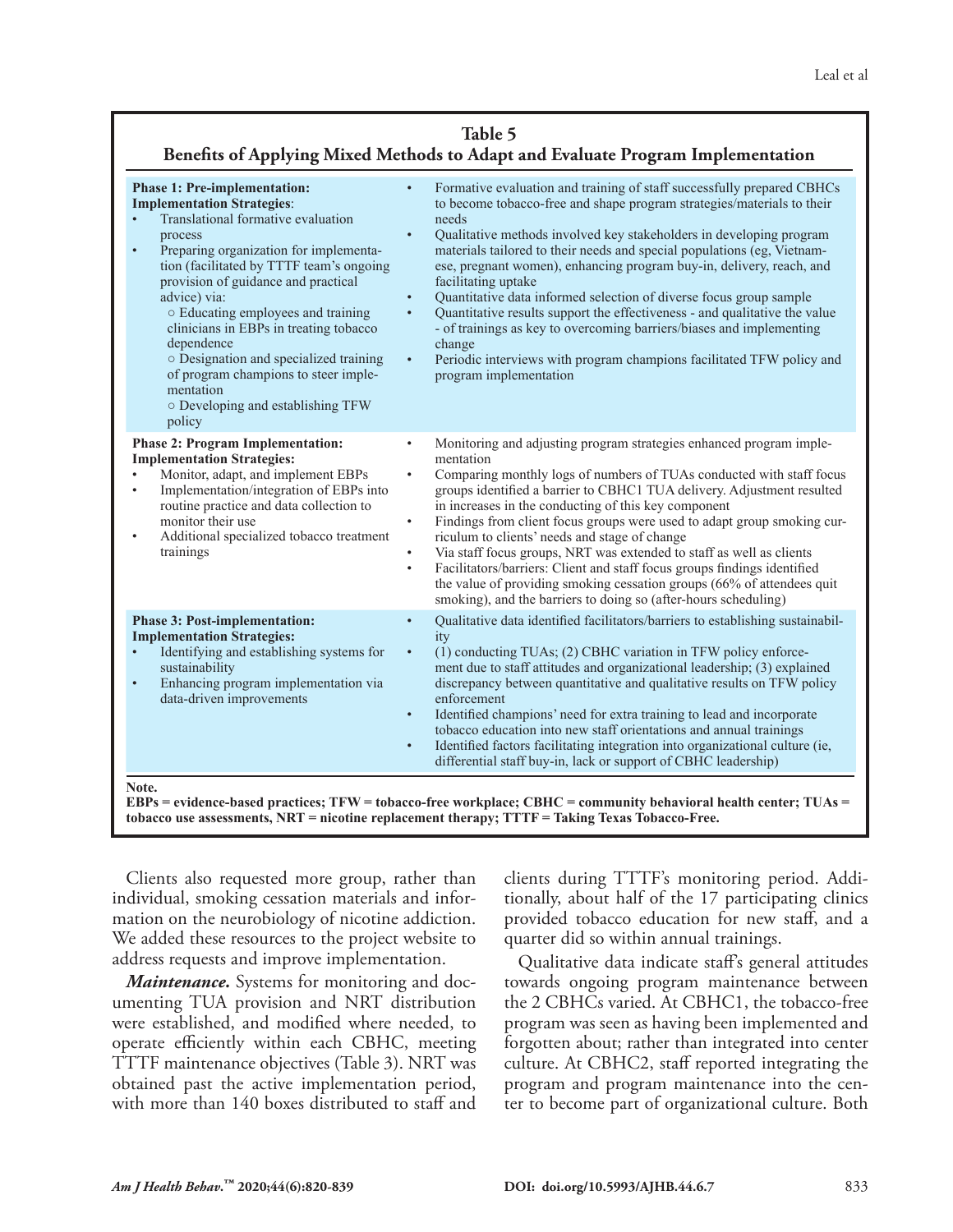**Table 5**
**Benefits of Applying Mixed Methods to Adapt and Evaluate Program Implementation**

| | |
|---|---|
| **Phase 1: Pre-implementation: Implementation Strategies**:<br>• Translational formative evaluation process<br>• Preparing organization for implementation (facilitated by TTTF team's ongoing provision of guidance and practical advice) via:<br>○ Educating employees and training clinicians in EBPs in treating tobacco dependence<br>○ Designation and specialized training of program champions to steer implementation<br>○ Developing and establishing TFW policy | • Formative evaluation and training of staff successfully prepared CBHCs to become tobacco-free and shape program strategies/materials to their needs<br>• Qualitative methods involved key stakeholders in developing program materials tailored to their needs and special populations (eg, Vietnamese, pregnant women), enhancing program buy-in, delivery, reach, and facilitating uptake<br>• Quantitative data informed selection of diverse focus group sample<br>• Quantitative results support the effectiveness - and qualitative the value - of trainings as key to overcoming barriers/biases and implementing change<br>• Periodic interviews with program champions facilitated TFW policy and program implementation |
| **Phase 2: Program Implementation: Implementation Strategies:**<br>• Monitor, adapt, and implement EBPs<br>• Implementation/integration of EBPs into routine practice and data collection to monitor their use<br>• Additional specialized tobacco treatment trainings | • Monitoring and adjusting program strategies enhanced program implementation<br>• Comparing monthly logs of numbers of TUAs conducted with staff focus groups identified a barrier to CBHC1 TUA delivery. Adjustment resulted in increases in the conducting of this key component<br>• Findings from client focus groups were used to adapt group smoking curriculum to clients' needs and stage of change<br>• Via staff focus groups, NRT was extended to staff as well as clients<br>• Facilitators/barriers: Client and staff focus groups findings identified the value of providing smoking cessation groups (66% of attendees quit smoking), and the barriers to doing so (after-hours scheduling) |
| **Phase 3: Post-implementation: Implementation Strategies:**<br>• Identifying and establishing systems for sustainability<br>• Enhancing program implementation via data-driven improvements | • Qualitative data identified facilitators/barriers to establishing sustainability<br>• (1) conducting TUAs; (2) CBHC variation in TFW policy enforcement due to staff attitudes and organizational leadership; (3) explained discrepancy between quantitative and qualitative results on TFW policy enforcement<br>• Identified champions' need for extra training to lead and incorporate tobacco education into new staff orientations and annual trainings<br>• Identified factors facilitating integration into organizational culture (ie, differential staff buy-in, lack or support of CBHC leadership) |

**Note.**
**EBPs = evidence-based practices; TFW = tobacco-free workplace; CBHC = community behavioral health center; TUAs = tobacco use assessments, NRT = nicotine replacement therapy; TTTF = Taking Texas Tobacco-Free.**

Clients also requested more group, rather than individual, smoking cessation materials and information on the neurobiology of nicotine addiction. We added these resources to the project website to address requests and improve implementation.

***Maintenance.*** Systems for monitoring and documenting TUA provision and NRT distribution were established, and modified where needed, to operate efficiently within each CBHC, meeting TTTF maintenance objectives (Table 3). NRT was obtained past the active implementation period, with more than 140 boxes distributed to staff and clients during TTTF's monitoring period. Additionally, about half of the 17 participating clinics provided tobacco education for new staff, and a quarter did so within annual trainings.

Qualitative data indicate staff's general attitudes towards ongoing program maintenance between the 2 CBHCs varied. At CBHC1, the tobacco-free program was seen as having been implemented and forgotten about; rather than integrated into center culture. At CBHC2, staff reported integrating the program and program maintenance into the center to become part of organizational culture. Both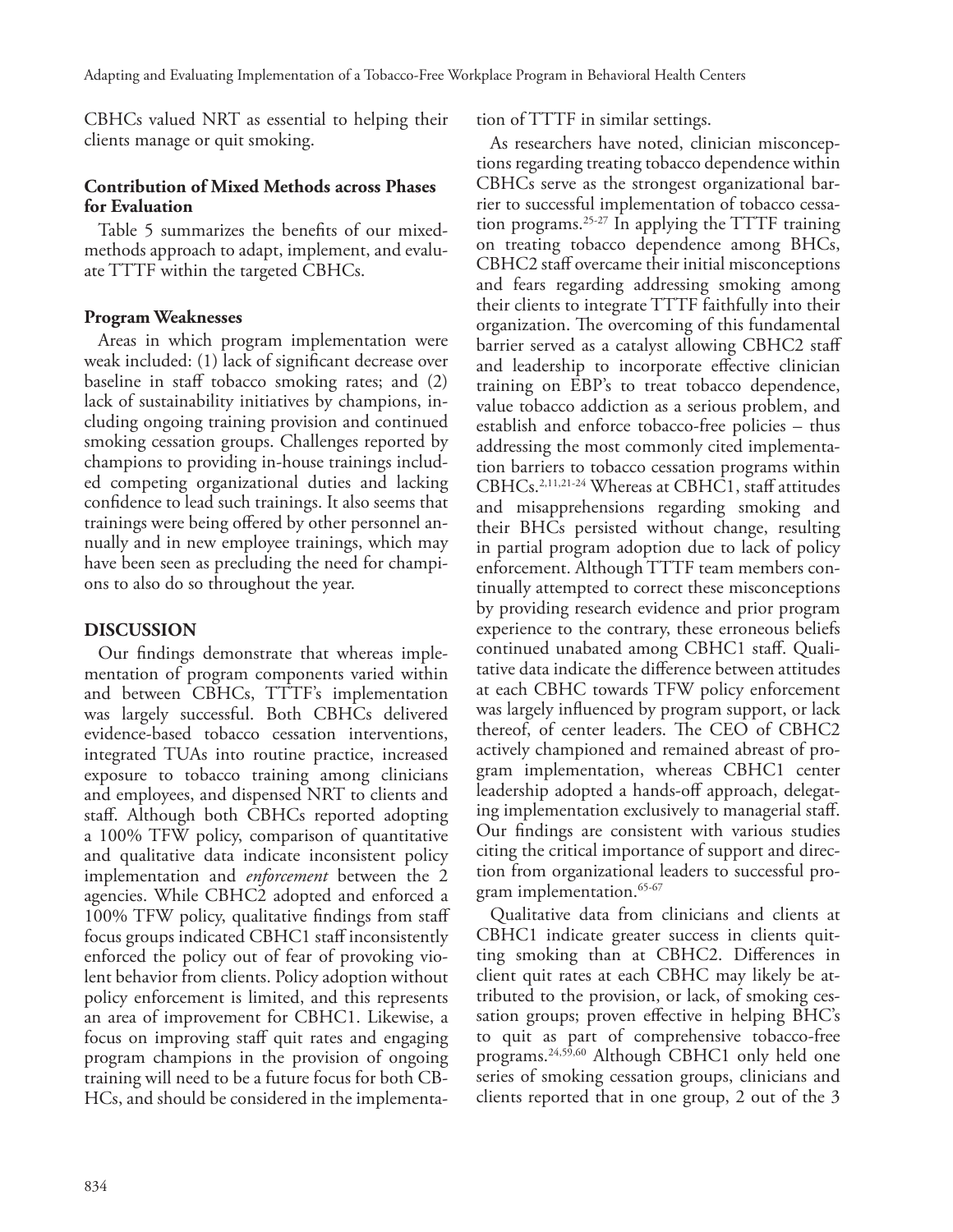CBHCs valued NRT as essential to helping their clients manage or quit smoking.

### Contribution of Mixed Methods across Phases for Evaluation

Table 5 summarizes the benefits of our mixed-methods approach to adapt, implement, and evaluate TTTF within the targeted CBHCs.

### Program Weaknesses

Areas in which program implementation were weak included: (1) lack of significant decrease over baseline in staff tobacco smoking rates; and (2) lack of sustainability initiatives by champions, including ongoing training provision and continued smoking cessation groups. Challenges reported by champions to providing in-house trainings included competing organizational duties and lacking confidence to lead such trainings. It also seems that trainings were being offered by other personnel annually and in new employee trainings, which may have been seen as precluding the need for champions to also do so throughout the year.

## DISCUSSION

Our findings demonstrate that whereas implementation of program components varied within and between CBHCs, TTTF's implementation was largely successful. Both CBHCs delivered evidence-based tobacco cessation interventions, integrated TUAs into routine practice, increased exposure to tobacco training among clinicians and employees, and dispensed NRT to clients and staff. Although both CBHCs reported adopting a 100% TFW policy, comparison of quantitative and qualitative data indicate inconsistent policy implementation and *enforcement* between the 2 agencies. While CBHC2 adopted and enforced a 100% TFW policy, qualitative findings from staff focus groups indicated CBHC1 staff inconsistently enforced the policy out of fear of provoking violent behavior from clients. Policy adoption without policy enforcement is limited, and this represents an area of improvement for CBHC1. Likewise, a focus on improving staff quit rates and engaging program champions in the provision of ongoing training will need to be a future focus for both CBHCs, and should be considered in the implementation of TTTF in similar settings.

As researchers have noted, clinician misconceptions regarding treating tobacco dependence within CBHCs serve as the strongest organizational barrier to successful implementation of tobacco cessation programs.[25-27] In applying the TTTF training on treating tobacco dependence among BHCs, CBHC2 staff overcame their initial misconceptions and fears regarding addressing smoking among their clients to integrate TTTF faithfully into their organization. The overcoming of this fundamental barrier served as a catalyst allowing CBHC2 staff and leadership to incorporate effective clinician training on EBP's to treat tobacco dependence, value tobacco addiction as a serious problem, and establish and enforce tobacco-free policies – thus addressing the most commonly cited implementation barriers to tobacco cessation programs within CBHCs.[2,11,21-24] Whereas at CBHC1, staff attitudes and misapprehensions regarding smoking and their BHCs persisted without change, resulting in partial program adoption due to lack of policy enforcement. Although TTTF team members continually attempted to correct these misconceptions by providing research evidence and prior program experience to the contrary, these erroneous beliefs continued unabated among CBHC1 staff. Qualitative data indicate the difference between attitudes at each CBHC towards TFW policy enforcement was largely influenced by program support, or lack thereof, of center leaders. The CEO of CBHC2 actively championed and remained abreast of program implementation, whereas CBHC1 center leadership adopted a hands-off approach, delegating implementation exclusively to managerial staff. Our findings are consistent with various studies citing the critical importance of support and direction from organizational leaders to successful program implementation.[65-67]

Qualitative data from clinicians and clients at CBHC1 indicate greater success in clients quitting smoking than at CBHC2. Differences in client quit rates at each CBHC may likely be attributed to the provision, or lack, of smoking cessation groups; proven effective in helping BHC's to quit as part of comprehensive tobacco-free programs.[24,59,60] Although CBHC1 only held one series of smoking cessation groups, clinicians and clients reported that in one group, 2 out of the 3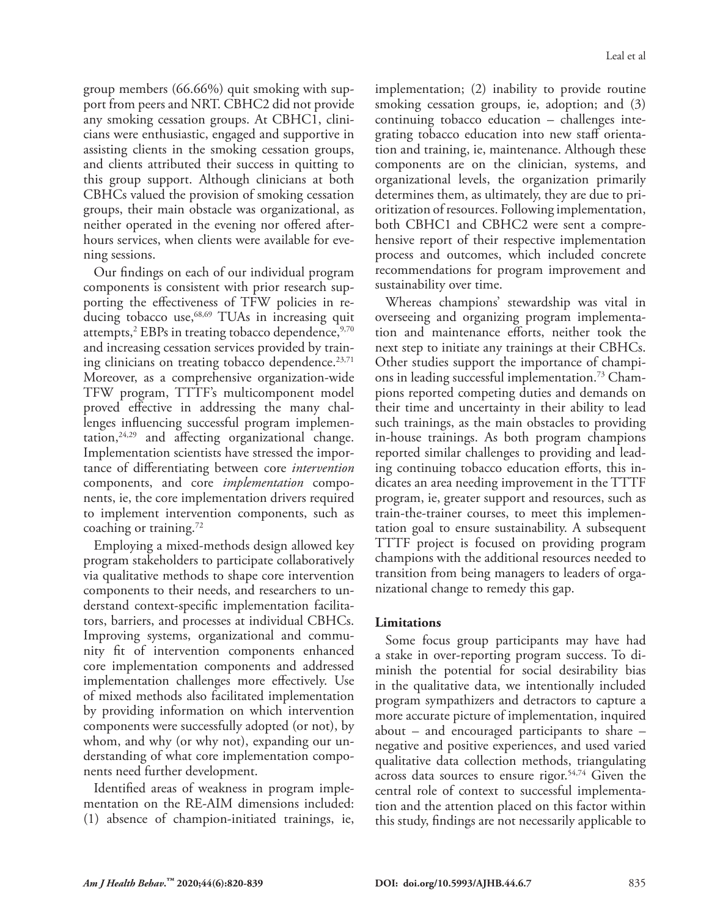group members (66.66%) quit smoking with support from peers and NRT. CBHC2 did not provide any smoking cessation groups. At CBHC1, clinicians were enthusiastic, engaged and supportive in assisting clients in the smoking cessation groups, and clients attributed their success in quitting to this group support. Although clinicians at both CBHCs valued the provision of smoking cessation groups, their main obstacle was organizational, as neither operated in the evening nor offered after-hours services, when clients were available for evening sessions.

Our findings on each of our individual program components is consistent with prior research supporting the effectiveness of TFW policies in reducing tobacco use,[68,69] TUAs in increasing quit attempts,[2] EBPs in treating tobacco dependence,[9,70] and increasing cessation services provided by training clinicians on treating tobacco dependence.[23,71] Moreover, as a comprehensive organization-wide TFW program, TTTF's multicomponent model proved effective in addressing the many challenges influencing successful program implementation,[24,29] and affecting organizational change. Implementation scientists have stressed the importance of differentiating between core *intervention* components, and core *implementation* components, ie, the core implementation drivers required to implement intervention components, such as coaching or training.[72]

Employing a mixed-methods design allowed key program stakeholders to participate collaboratively via qualitative methods to shape core intervention components to their needs, and researchers to understand context-specific implementation facilitators, barriers, and processes at individual CBHCs. Improving systems, organizational and community fit of intervention components enhanced core implementation components and addressed implementation challenges more effectively. Use of mixed methods also facilitated implementation by providing information on which intervention components were successfully adopted (or not), by whom, and why (or why not), expanding our understanding of what core implementation components need further development.

Identified areas of weakness in program implementation on the RE-AIM dimensions included: (1) absence of champion-initiated trainings, ie, implementation; (2) inability to provide routine smoking cessation groups, ie, adoption; and (3) continuing tobacco education – challenges integrating tobacco education into new staff orientation and training, ie, maintenance. Although these components are on the clinician, systems, and organizational levels, the organization primarily determines them, as ultimately, they are due to prioritization of resources. Following implementation, both CBHC1 and CBHC2 were sent a comprehensive report of their respective implementation process and outcomes, which included concrete recommendations for program improvement and sustainability over time.

Whereas champions' stewardship was vital in overseeing and organizing program implementation and maintenance efforts, neither took the next step to initiate any trainings at their CBHCs. Other studies support the importance of champions in leading successful implementation.[73] Champions reported competing duties and demands on their time and uncertainty in their ability to lead such trainings, as the main obstacles to providing in-house trainings. As both program champions reported similar challenges to providing and leading continuing tobacco education efforts, this indicates an area needing improvement in the TTTF program, ie, greater support and resources, such as train-the-trainer courses, to meet this implementation goal to ensure sustainability. A subsequent TTTF project is focused on providing program champions with the additional resources needed to transition from being managers to leaders of organizational change to remedy this gap.

## Limitations

Some focus group participants may have had a stake in over-reporting program success. To diminish the potential for social desirability bias in the qualitative data, we intentionally included program sympathizers and detractors to capture a more accurate picture of implementation, inquired about – and encouraged participants to share – negative and positive experiences, and used varied qualitative data collection methods, triangulating across data sources to ensure rigor.[54,74] Given the central role of context to successful implementation and the attention placed on this factor within this study, findings are not necessarily applicable to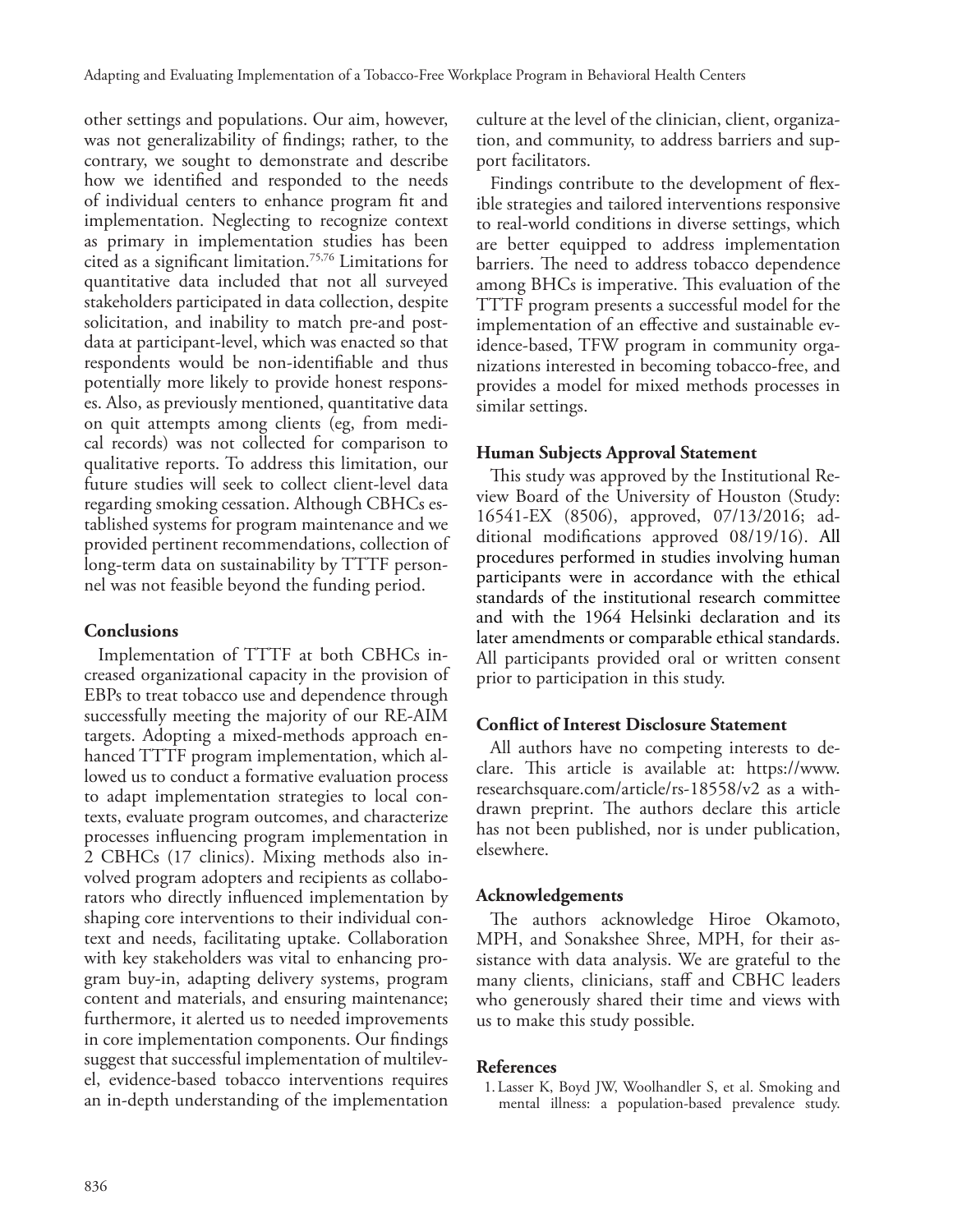other settings and populations. Our aim, however, was not generalizability of findings; rather, to the contrary, we sought to demonstrate and describe how we identified and responded to the needs of individual centers to enhance program fit and implementation. Neglecting to recognize context as primary in implementation studies has been cited as a significant limitation.[75,76] Limitations for quantitative data included that not all surveyed stakeholders participated in data collection, despite solicitation, and inability to match pre-and post-data at participant-level, which was enacted so that respondents would be non-identifiable and thus potentially more likely to provide honest responses. Also, as previously mentioned, quantitative data on quit attempts among clients (eg, from medical records) was not collected for comparison to qualitative reports. To address this limitation, our future studies will seek to collect client-level data regarding smoking cessation. Although CBHCs established systems for program maintenance and we provided pertinent recommendations, collection of long-term data on sustainability by TTTF personnel was not feasible beyond the funding period.

## Conclusions

Implementation of TTTF at both CBHCs increased organizational capacity in the provision of EBPs to treat tobacco use and dependence through successfully meeting the majority of our RE-AIM targets. Adopting a mixed-methods approach enhanced TTTF program implementation, which allowed us to conduct a formative evaluation process to adapt implementation strategies to local contexts, evaluate program outcomes, and characterize processes influencing program implementation in 2 CBHCs (17 clinics). Mixing methods also involved program adopters and recipients as collaborators who directly influenced implementation by shaping core interventions to their individual context and needs, facilitating uptake. Collaboration with key stakeholders was vital to enhancing program buy-in, adapting delivery systems, program content and materials, and ensuring maintenance; furthermore, it alerted us to needed improvements in core implementation components. Our findings suggest that successful implementation of multilevel, evidence-based tobacco interventions requires an in-depth understanding of the implementation culture at the level of the clinician, client, organization, and community, to address barriers and support facilitators.

Findings contribute to the development of flexible strategies and tailored interventions responsive to real-world conditions in diverse settings, which are better equipped to address implementation barriers. The need to address tobacco dependence among BHCs is imperative. This evaluation of the TTTF program presents a successful model for the implementation of an effective and sustainable evidence-based, TFW program in community organizations interested in becoming tobacco-free, and provides a model for mixed methods processes in similar settings.

## Human Subjects Approval Statement

This study was approved by the Institutional Review Board of the University of Houston (Study: 16541-EX (8506), approved, 07/13/2016; additional modifications approved 08/19/16). All procedures performed in studies involving human participants were in accordance with the ethical standards of the institutional research committee and with the 1964 Helsinki declaration and its later amendments or comparable ethical standards. All participants provided oral or written consent prior to participation in this study.

## Conflict of Interest Disclosure Statement

All authors have no competing interests to declare. This article is available at: https://www.researchsquare.com/article/rs-18558/v2 as a withdrawn preprint. The authors declare this article has not been published, nor is under publication, elsewhere.

## Acknowledgements

The authors acknowledge Hiroe Okamoto, MPH, and Sonakshee Shree, MPH, for their assistance with data analysis. We are grateful to the many clients, clinicians, staff and CBHC leaders who generously shared their time and views with us to make this study possible.

## References

1. Lasser K, Boyd JW, Woolhandler S, et al. Smoking and mental illness: a population-based prevalence study.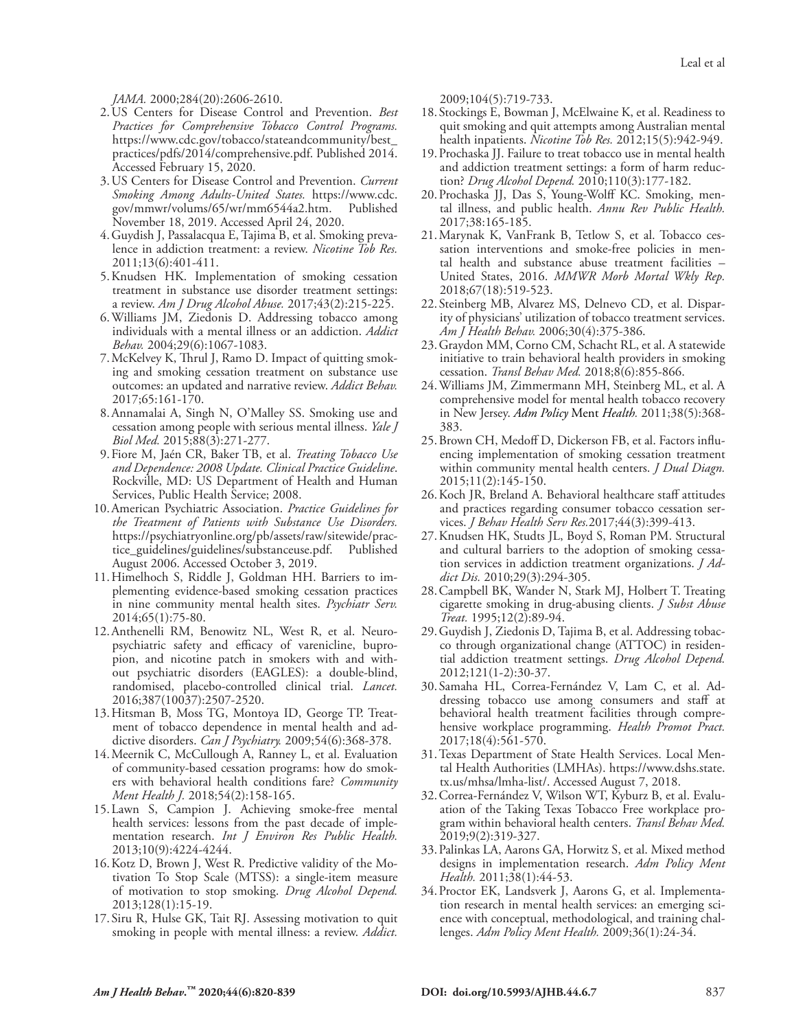*JAMA.* 2000;284(20):2606-2610.

2. US Centers for Disease Control and Prevention. *Best Practices for Comprehensive Tobacco Control Programs.* https://www.cdc.gov/tobacco/stateandcommunity/best_practices/pdfs/2014/comprehensive.pdf. Published 2014. Accessed February 15, 2020.
3. US Centers for Disease Control and Prevention. *Current Smoking Among Adults-United States.* https://www.cdc.gov/mmwr/volums/65/wr/mm6544a2.htm. Published November 18, 2019. Accessed April 24, 2020.
4. Guydish J, Passalacqua E, Tajima B, et al. Smoking prevalence in addiction treatment: a review. *Nicotine Tob Res.* 2011;13(6):401-411.
5. Knudsen HK. Implementation of smoking cessation treatment in substance use disorder treatment settings: a review. *Am J Drug Alcohol Abuse.* 2017;43(2):215-225.
6. Williams JM, Ziedonis D. Addressing tobacco among individuals with a mental illness or an addiction. *Addict Behav.* 2004;29(6):1067-1083.
7. McKelvey K, Thrul J, Ramo D. Impact of quitting smoking and smoking cessation treatment on substance use outcomes: an updated and narrative review. *Addict Behav.* 2017;65:161-170.
8. Annamalai A, Singh N, O'Malley SS. Smoking use and cessation among people with serious mental illness. *Yale J Biol Med.* 2015;88(3):271-277.
9. Fiore M, Jaén CR, Baker TB, et al. *Treating Tobacco Use and Dependence: 2008 Update. Clinical Practice Guideline.* Rockville, MD: US Department of Health and Human Services, Public Health Service; 2008.
10. American Psychiatric Association. *Practice Guidelines for the Treatment of Patients with Substance Use Disorders.* https://psychiatryonline.org/pb/assets/raw/sitewide/practice_guidelines/guidelines/substanceuse.pdf. Published August 2006. Accessed October 3, 2019.
11. Himelhoch S, Riddle J, Goldman HH. Barriers to implementing evidence-based smoking cessation practices in nine community mental health sites. *Psychiatr Serv.* 2014;65(1):75-80.
12. Anthenelli RM, Benowitz NL, West R, et al. Neuropsychiatric safety and efficacy of varenicline, bupropion, and nicotine patch in smokers with and without psychiatric disorders (EAGLES): a double-blind, randomised, placebo-controlled clinical trial. *Lancet.* 2016;387(10037):2507-2520.
13. Hitsman B, Moss TG, Montoya ID, George TP. Treatment of tobacco dependence in mental health and addictive disorders. *Can J Psychiatry.* 2009;54(6):368-378.
14. Meernik C, McCullough A, Ranney L, et al. Evaluation of community-based cessation programs: how do smokers with behavioral health conditions fare? *Community Ment Health J.* 2018;54(2):158-165.
15. Lawn S, Campion J. Achieving smoke-free mental health services: lessons from the past decade of implementation research. *Int J Environ Res Public Health.* 2013;10(9):4224-4244.
16. Kotz D, Brown J, West R. Predictive validity of the Motivation To Stop Scale (MTSS): a single-item measure of motivation to stop smoking. *Drug Alcohol Depend.* 2013;128(1):15-19.
17. Siru R, Hulse GK, Tait RJ. Assessing motivation to quit smoking in people with mental illness: a review. *Addict.* 2009;104(5):719-733.
18. Stockings E, Bowman J, McElwaine K, et al. Readiness to quit smoking and quit attempts among Australian mental health inpatients. *Nicotine Tob Res.* 2012;15(5):942-949.
19. Prochaska JJ. Failure to treat tobacco use in mental health and addiction treatment settings: a form of harm reduction? *Drug Alcohol Depend.* 2010;110(3):177-182.
20. Prochaska JJ, Das S, Young-Wolff KC. Smoking, mental illness, and public health. *Annu Rev Public Health.* 2017;38:165-185.
21. Marynak K, VanFrank B, Tetlow S, et al. Tobacco cessation interventions and smoke-free policies in mental health and substance abuse treatment facilities – United States, 2016. *MMWR Morb Mortal Wkly Rep.* 2018;67(18):519-523.
22. Steinberg MB, Alvarez MS, Delnevo CD, et al. Disparity of physicians' utilization of tobacco treatment services. *Am J Health Behav.* 2006;30(4):375-386.
23. Graydon MM, Corno CM, Schacht RL, et al. A statewide initiative to train behavioral health providers in smoking cessation. *Transl Behav Med.* 2018;8(6):855-866.
24. Williams JM, Zimmermann MH, Steinberg ML, et al. A comprehensive model for mental health tobacco recovery in New Jersey. *Adm Policy* Ment *Health.* 2011;38(5):368-383.
25. Brown CH, Medoff D, Dickerson FB, et al. Factors influencing implementation of smoking cessation treatment within community mental health centers. *J Dual Diagn.* 2015;11(2):145-150.
26. Koch JR, Breland A. Behavioral healthcare staff attitudes and practices regarding consumer tobacco cessation services. *J Behav Health Serv Res.*2017;44(3):399-413.
27. Knudsen HK, Studts JL, Boyd S, Roman PM. Structural and cultural barriers to the adoption of smoking cessation services in addiction treatment organizations. *J Addict Dis.* 2010;29(3):294-305.
28. Campbell BK, Wander N, Stark MJ, Holbert T. Treating cigarette smoking in drug-abusing clients. *J Subst Abuse Treat.* 1995;12(2):89-94.
29. Guydish J, Ziedonis D, Tajima B, et al. Addressing tobacco through organizational change (ATTOC) in residential addiction treatment settings. *Drug Alcohol Depend.* 2012;121(1-2):30-37.
30. Samaha HL, Correa-Fernández V, Lam C, et al. Addressing tobacco use among consumers and staff at behavioral health treatment facilities through comprehensive workplace programming. *Health Promot Pract.* 2017;18(4):561-570.
31. Texas Department of State Health Services. Local Mental Health Authorities (LMHAs). https://www.dshs.state.tx.us/mhsa/lmha-list/. Accessed August 7, 2018.
32. Correa-Fernández V, Wilson WT, Kyburz B, et al. Evaluation of the Taking Texas Tobacco Free workplace program within behavioral health centers. *Transl Behav Med.* 2019;9(2):319-327.
33. Palinkas LA, Aarons GA, Horwitz S, et al. Mixed method designs in implementation research. *Adm Policy Ment Health.* 2011;38(1):44-53.
34. Proctor EK, Landsverk J, Aarons G, et al. Implementation research in mental health services: an emerging science with conceptual, methodological, and training challenges. *Adm Policy Ment Health.* 2009;36(1):24-34.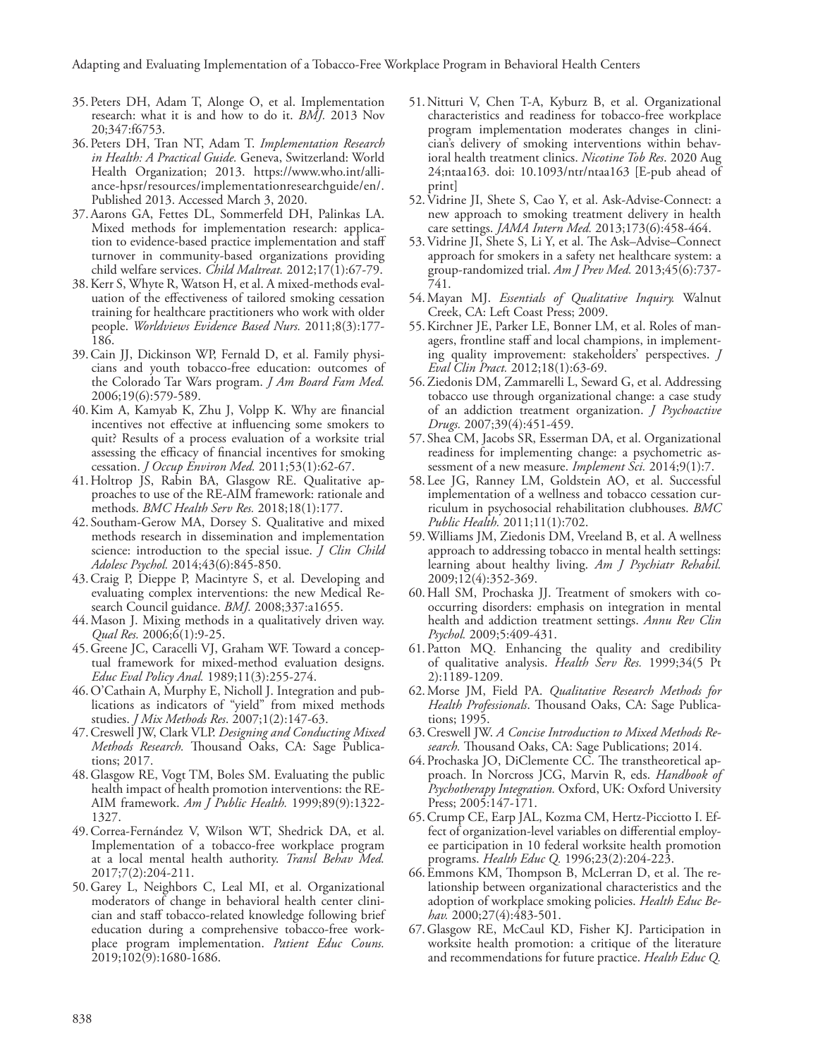35. Peters DH, Adam T, Alonge O, et al. Implementation research: what it is and how to do it. *BMJ*. 2013 Nov 20;347:f6753.
36. Peters DH, Tran NT, Adam T. *Implementation Research in Health: A Practical Guide.* Geneva, Switzerland: World Health Organization; 2013. https://www.who.int/alliance-hpsr/resources/implementationresearchguide/en/. Published 2013. Accessed March 3, 2020.
37. Aarons GA, Fettes DL, Sommerfeld DH, Palinkas LA. Mixed methods for implementation research: application to evidence-based practice implementation and staff turnover in community-based organizations providing child welfare services. *Child Maltreat.* 2012;17(1):67-79.
38. Kerr S, Whyte R, Watson H, et al. A mixed-methods evaluation of the effectiveness of tailored smoking cessation training for healthcare practitioners who work with older people. *Worldviews Evidence Based Nurs.* 2011;8(3):177-186.
39. Cain JJ, Dickinson WP, Fernald D, et al. Family physicians and youth tobacco-free education: outcomes of the Colorado Tar Wars program. *J Am Board Fam Med.* 2006;19(6):579-589.
40. Kim A, Kamyab K, Zhu J, Volpp K. Why are financial incentives not effective at influencing some smokers to quit? Results of a process evaluation of a worksite trial assessing the efficacy of financial incentives for smoking cessation. *J Occup Environ Med.* 2011;53(1):62-67.
41. Holtrop JS, Rabin BA, Glasgow RE. Qualitative approaches to use of the RE-AIM framework: rationale and methods. *BMC Health Serv Res.* 2018;18(1):177.
42. Southam-Gerow MA, Dorsey S. Qualitative and mixed methods research in dissemination and implementation science: introduction to the special issue. *J Clin Child Adolesc Psychol.* 2014;43(6):845-850.
43. Craig P, Dieppe P, Macintyre S, et al. Developing and evaluating complex interventions: the new Medical Research Council guidance. *BMJ.* 2008;337:a1655.
44. Mason J. Mixing methods in a qualitatively driven way. *Qual Res.* 2006;6(1):9-25.
45. Greene JC, Caracelli VJ, Graham WF. Toward a conceptual framework for mixed-method evaluation designs. *Educ Eval Policy Anal.* 1989;11(3):255-274.
46. O'Cathain A, Murphy E, Nicholl J. Integration and publications as indicators of "yield" from mixed methods studies. *J Mix Methods Res*. 2007;1(2):147-63.
47. Creswell JW, Clark VLP. *Designing and Conducting Mixed Methods Research.* Thousand Oaks, CA: Sage Publications; 2017.
48. Glasgow RE, Vogt TM, Boles SM. Evaluating the public health impact of health promotion interventions: the RE-AIM framework. *Am J Public Health.* 1999;89(9):1322-1327.
49. Correa-Fernández V, Wilson WT, Shedrick DA, et al. Implementation of a tobacco-free workplace program at a local mental health authority. *Transl Behav Med.* 2017;7(2):204-211.
50. Garey L, Neighbors C, Leal MI, et al. Organizational moderators of change in behavioral health center clinician and staff tobacco-related knowledge following brief education during a comprehensive tobacco-free workplace program implementation. *Patient Educ Couns.* 2019;102(9):1680-1686.
51. Nitturi V, Chen T-A, Kyburz B, et al. Organizational characteristics and readiness for tobacco-free workplace program implementation moderates changes in clinician's delivery of smoking interventions within behavioral health treatment clinics. *Nicotine Tob Res*. 2020 Aug 24;ntaa163. doi: 10.1093/ntr/ntaa163 [E-pub ahead of print]
52. Vidrine JI, Shete S, Cao Y, et al. Ask-Advise-Connect: a new approach to smoking treatment delivery in health care settings. *JAMA Intern Med.* 2013;173(6):458-464.
53. Vidrine JI, Shete S, Li Y, et al. The Ask–Advise–Connect approach for smokers in a safety net healthcare system: a group-randomized trial. *Am J Prev Med.* 2013;45(6):737-741.
54. Mayan MJ. *Essentials of Qualitative Inquiry.* Walnut Creek, CA: Left Coast Press; 2009.
55. Kirchner JE, Parker LE, Bonner LM, et al. Roles of managers, frontline staff and local champions, in implementing quality improvement: stakeholders' perspectives. *J Eval Clin Pract.* 2012;18(1):63-69.
56. Ziedonis DM, Zammarelli L, Seward G, et al. Addressing tobacco use through organizational change: a case study of an addiction treatment organization. *J Psychoactive Drugs.* 2007;39(4):451-459.
57. Shea CM, Jacobs SR, Esserman DA, et al. Organizational readiness for implementing change: a psychometric assessment of a new measure. *Implement Sci.* 2014;9(1):7.
58. Lee JG, Ranney LM, Goldstein AO, et al. Successful implementation of a wellness and tobacco cessation curriculum in psychosocial rehabilitation clubhouses. *BMC Public Health.* 2011;11(1):702.
59. Williams JM, Ziedonis DM, Vreeland B, et al. A wellness approach to addressing tobacco in mental health settings: learning about healthy living. *Am J Psychiatr Rehabil.* 2009;12(4):352-369.
60. Hall SM, Prochaska JJ. Treatment of smokers with co-occurring disorders: emphasis on integration in mental health and addiction treatment settings. *Annu Rev Clin Psychol.* 2009;5:409-431.
61. Patton MQ. Enhancing the quality and credibility of qualitative analysis. *Health Serv Res.* 1999;34(5 Pt 2):1189-1209.
62. Morse JM, Field PA. *Qualitative Research Methods for Health Professionals*. Thousand Oaks, CA: Sage Publications; 1995.
63. Creswell JW. *A Concise Introduction to Mixed Methods Research.* Thousand Oaks, CA: Sage Publications; 2014.
64. Prochaska JO, DiClemente CC. The transtheoretical approach. In Norcross JCG, Marvin R, eds. *Handbook of Psychotherapy Integration.* Oxford, UK: Oxford University Press; 2005:147-171.
65. Crump CE, Earp JAL, Kozma CM, Hertz-Picciotto I. Effect of organization-level variables on differential employee participation in 10 federal worksite health promotion programs. *Health Educ Q.* 1996;23(2):204-223.
66. Emmons KM, Thompson B, McLerran D, et al. The relationship between organizational characteristics and the adoption of workplace smoking policies. *Health Educ Behav.* 2000;27(4):483-501.
67. Glasgow RE, McCaul KD, Fisher KJ. Participation in worksite health promotion: a critique of the literature and recommendations for future practice. *Health Educ Q.*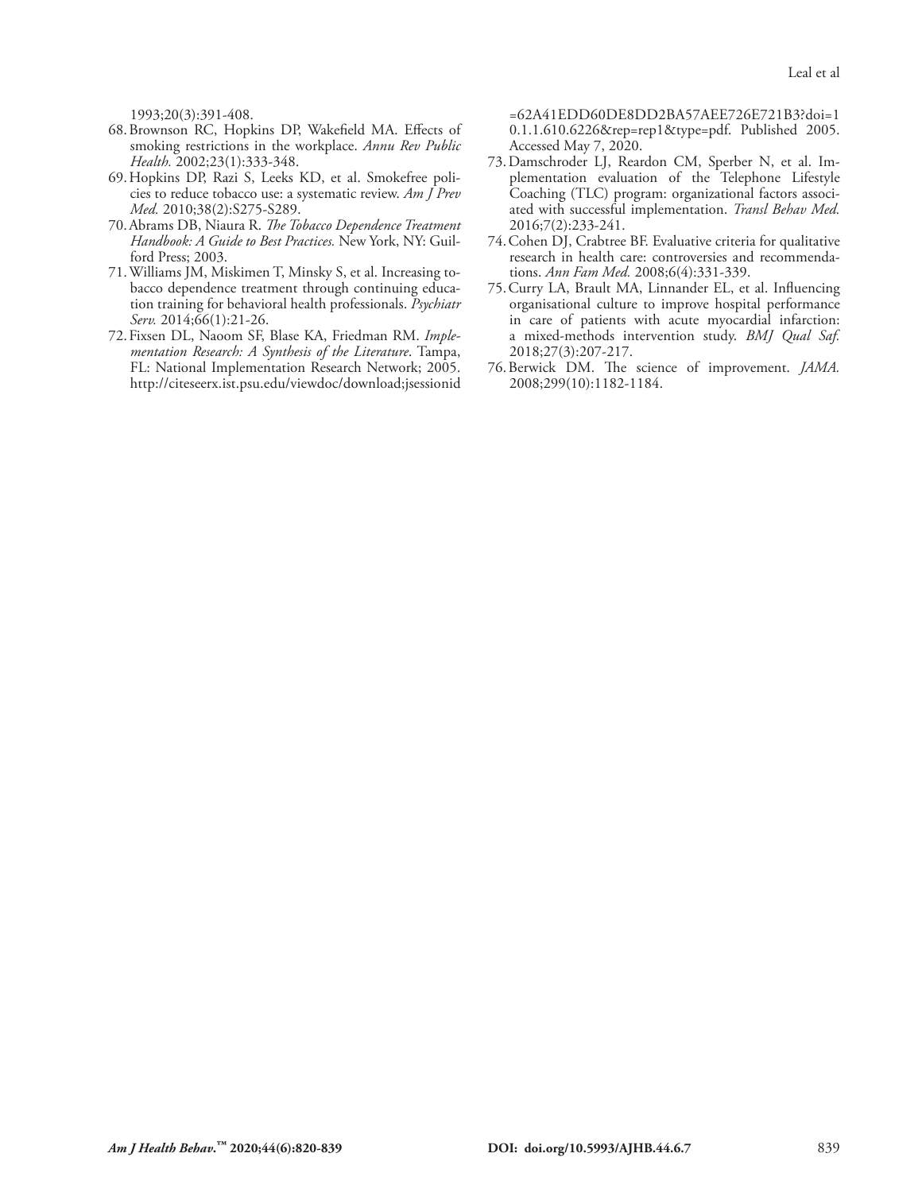1993;20(3):391-408.

68. Brownson RC, Hopkins DP, Wakefield MA. Effects of smoking restrictions in the workplace. *Annu Rev Public Health.* 2002;23(1):333-348.
69. Hopkins DP, Razi S, Leeks KD, et al. Smokefree policies to reduce tobacco use: a systematic review. *Am J Prev Med.* 2010;38(2):S275-S289.
70. Abrams DB, Niaura R. *The Tobacco Dependence Treatment Handbook: A Guide to Best Practices.* New York, NY: Guilford Press; 2003.
71. Williams JM, Miskimen T, Minsky S, et al. Increasing tobacco dependence treatment through continuing education training for behavioral health professionals. *Psychiatr Serv.* 2014;66(1):21-26.
72. Fixsen DL, Naoom SF, Blase KA, Friedman RM. *Implementation Research: A Synthesis of the Literature*. Tampa, FL: National Implementation Research Network; 2005. http://citeseerx.ist.psu.edu/viewdoc/download;jsessionid=62A41EDD60DE8DD2BA57AEE726E721B3?doi=10.1.1.610.6226&rep=rep1&type=pdf. Published 2005. Accessed May 7, 2020.
73. Damschroder LJ, Reardon CM, Sperber N, et al. Implementation evaluation of the Telephone Lifestyle Coaching (TLC) program: organizational factors associated with successful implementation. *Transl Behav Med.* 2016;7(2):233-241.
74. Cohen DJ, Crabtree BF. Evaluative criteria for qualitative research in health care: controversies and recommendations. *Ann Fam Med.* 2008;6(4):331-339.
75. Curry LA, Brault MA, Linnander EL, et al. Influencing organisational culture to improve hospital performance in care of patients with acute myocardial infarction: a mixed-methods intervention study. *BMJ Qual Saf.* 2018;27(3):207-217.
76. Berwick DM. The science of improvement. *JAMA.* 2008;299(10):1182-1184.